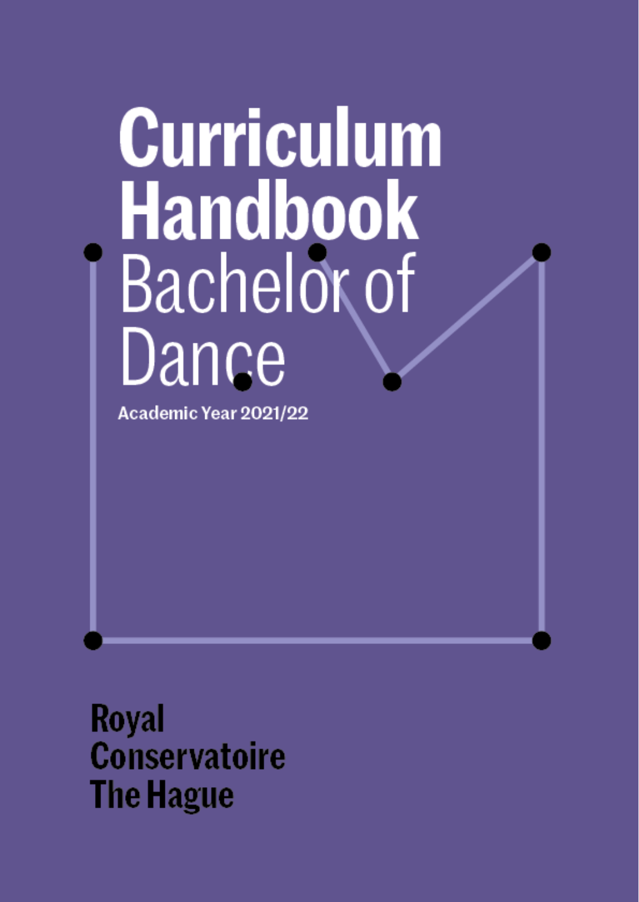# Curriculum Handbook

## Bachelor of Dance

Academic Year 2021/22

Royal Conservatoire The Hague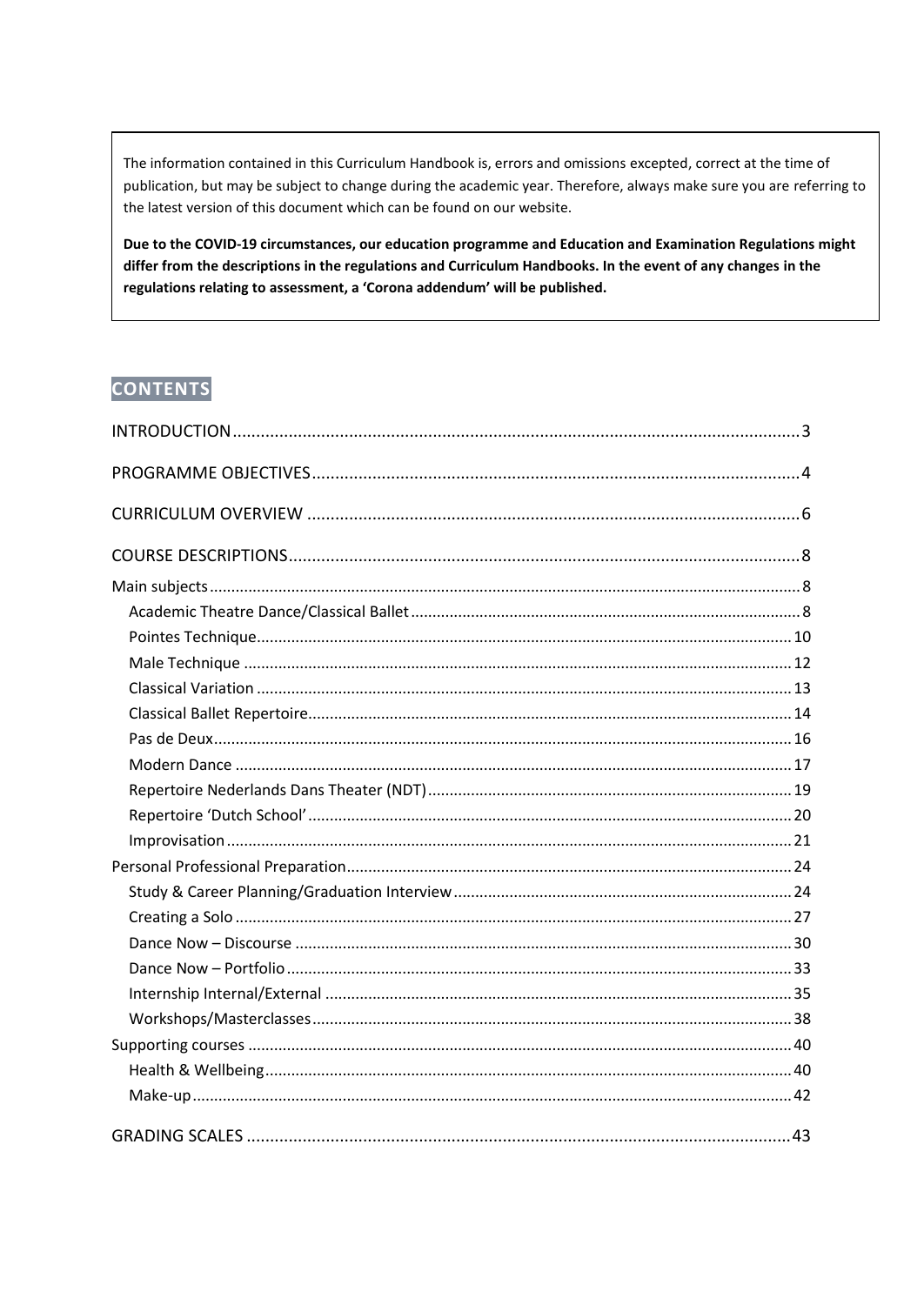The information contained in this Curriculum Handbook is, errors and omissions excepted, correct at the time of publication, but may be subject to change during the academic year. Therefore, always make sure you are referring to the latest version of this document which can be found on our website.

**Due to the COVID-19 circumstances, our education programme and Education and Examination Regulations might differ from the descriptions in the regulations and Curriculum Handbooks. In the event of any changes in the regulations relating to assessment, a 'Corona addendum' will be published.**

## CONTENTS

INTRODUCTION ..... 3

PROGRAMME OBJECTIVES ..... 4

CURRICULUM OVERVIEW ..... 6

COURSE DESCRIPTIONS ..... 8

- Main subjects ..... 8
  - Academic Theatre Dance/Classical Ballet ..... 8
  - Pointes Technique ..... 10
  - Male Technique ..... 12
  - Classical Variation ..... 13
  - Classical Ballet Repertoire ..... 14
  - Pas de Deux ..... 16
  - Modern Dance ..... 17
  - Repertoire Nederlands Dans Theater (NDT) ..... 19
  - Repertoire 'Dutch School' ..... 20
  - Improvisation ..... 21
- Personal Professional Preparation ..... 24
  - Study & Career Planning/Graduation Interview ..... 24
  - Creating a Solo ..... 27
  - Dance Now – Discourse ..... 30
  - Dance Now – Portfolio ..... 33
  - Internship Internal/External ..... 35
  - Workshops/Masterclasses ..... 38
- Supporting courses ..... 40
  - Health & Wellbeing ..... 40
  - Make-up ..... 42

GRADING SCALES ..... 43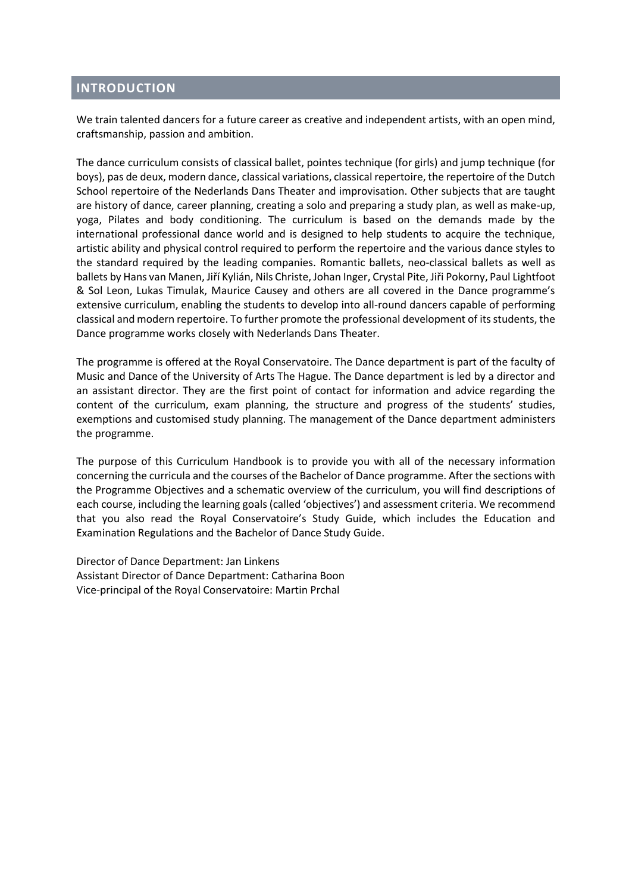## INTRODUCTION

We train talented dancers for a future career as creative and independent artists, with an open mind, craftsmanship, passion and ambition.

The dance curriculum consists of classical ballet, pointes technique (for girls) and jump technique (for boys), pas de deux, modern dance, classical variations, classical repertoire, the repertoire of the Dutch School repertoire of the Nederlands Dans Theater and improvisation. Other subjects that are taught are history of dance, career planning, creating a solo and preparing a study plan, as well as make-up, yoga, Pilates and body conditioning. The curriculum is based on the demands made by the international professional dance world and is designed to help students to acquire the technique, artistic ability and physical control required to perform the repertoire and the various dance styles to the standard required by the leading companies. Romantic ballets, neo-classical ballets as well as ballets by Hans van Manen, Jiří Kylián, Nils Christe, Johan Inger, Crystal Pite, Jiři Pokorny, Paul Lightfoot & Sol Leon, Lukas Timulak, Maurice Causey and others are all covered in the Dance programme's extensive curriculum, enabling the students to develop into all-round dancers capable of performing classical and modern repertoire. To further promote the professional development of its students, the Dance programme works closely with Nederlands Dans Theater.

The programme is offered at the Royal Conservatoire. The Dance department is part of the faculty of Music and Dance of the University of Arts The Hague. The Dance department is led by a director and an assistant director. They are the first point of contact for information and advice regarding the content of the curriculum, exam planning, the structure and progress of the students' studies, exemptions and customised study planning. The management of the Dance department administers the programme.

The purpose of this Curriculum Handbook is to provide you with all of the necessary information concerning the curricula and the courses of the Bachelor of Dance programme. After the sections with the Programme Objectives and a schematic overview of the curriculum, you will find descriptions of each course, including the learning goals (called 'objectives') and assessment criteria. We recommend that you also read the Royal Conservatoire's Study Guide, which includes the Education and Examination Regulations and the Bachelor of Dance Study Guide.

Director of Dance Department: Jan Linkens
Assistant Director of Dance Department: Catharina Boon
Vice-principal of the Royal Conservatoire: Martin Prchal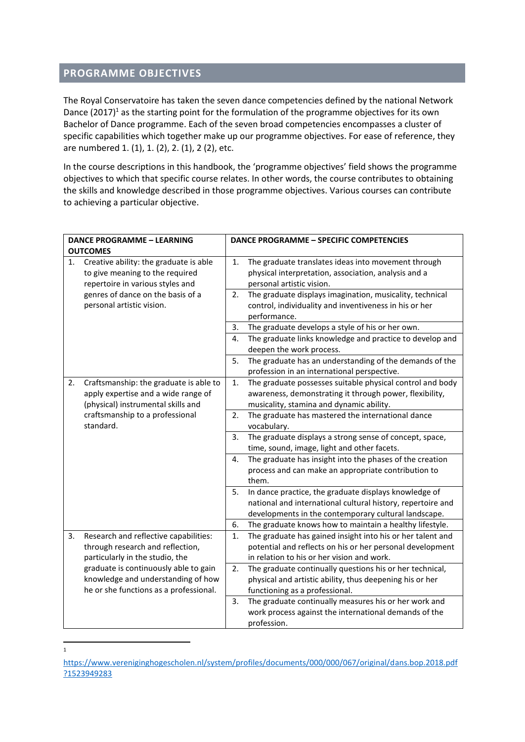## PROGRAMME OBJECTIVES

The Royal Conservatoire has taken the seven dance competencies defined by the national Network Dance (2017)[1] as the starting point for the formulation of the programme objectives for its own Bachelor of Dance programme. Each of the seven broad competencies encompasses a cluster of specific capabilities which together make up our programme objectives. For ease of reference, they are numbered 1. (1), 1. (2), 2. (1), 2 (2), etc.

In the course descriptions in this handbook, the 'programme objectives' field shows the programme objectives to which that specific course relates. In other words, the course contributes to obtaining the skills and knowledge described in those programme objectives. Various courses can contribute to achieving a particular objective.

| DANCE PROGRAMME – LEARNING OUTCOMES | DANCE PROGRAMME – SPECIFIC COMPETENCIES |
|---|---|
| 1. Creative ability: the graduate is able to give meaning to the required repertoire in various styles and genres of dance on the basis of a personal artistic vision. | 1. The graduate translates ideas into movement through physical interpretation, association, analysis and a personal artistic vision. |
| | 2. The graduate displays imagination, musicality, technical control, individuality and inventiveness in his or her performance. |
| | 3. The graduate develops a style of his or her own. |
| | 4. The graduate links knowledge and practice to develop and deepen the work process. |
| | 5. The graduate has an understanding of the demands of the profession in an international perspective. |
| 2. Craftsmanship: the graduate is able to apply expertise and a wide range of (physical) instrumental skills and craftsmanship to a professional standard. | 1. The graduate possesses suitable physical control and body awareness, demonstrating it through power, flexibility, musicality, stamina and dynamic ability. |
| | 2. The graduate has mastered the international dance vocabulary. |
| | 3. The graduate displays a strong sense of concept, space, time, sound, image, light and other facets. |
| | 4. The graduate has insight into the phases of the creation process and can make an appropriate contribution to them. |
| | 5. In dance practice, the graduate displays knowledge of national and international cultural history, repertoire and developments in the contemporary cultural landscape. |
| | 6. The graduate knows how to maintain a healthy lifestyle. |
| 3. Research and reflective capabilities: through research and reflection, particularly in the studio, the graduate is continuously able to gain knowledge and understanding of how he or she functions as a professional. | 1. The graduate has gained insight into his or her talent and potential and reflects on his or her personal development in relation to his or her vision and work. |
| | 2. The graduate continually questions his or her technical, physical and artistic ability, thus deepening his or her functioning as a professional. |
| | 3. The graduate continually measures his or her work and work process against the international demands of the profession. |

[1] https://www.vereniginghogescholen.nl/system/profiles/documents/000/000/067/original/dans.bop.2018.pdf?1523949283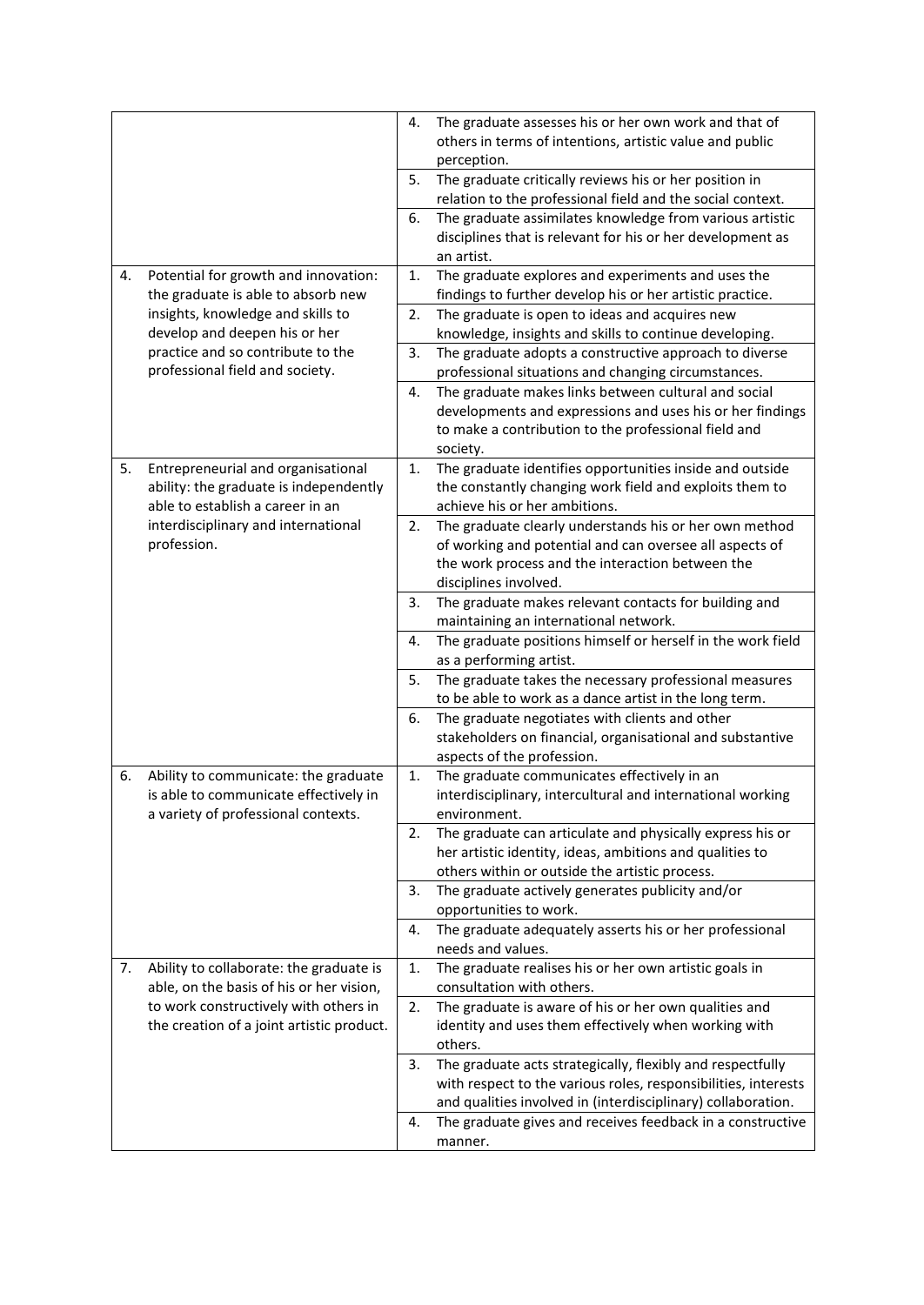| | |
|---|---|
| | 4. The graduate assesses his or her own work and that of others in terms of intentions, artistic value and public perception. |
| | 5. The graduate critically reviews his or her position in relation to the professional field and the social context. |
| | 6. The graduate assimilates knowledge from various artistic disciplines that is relevant for his or her development as an artist. |
| 4. Potential for growth and innovation: the graduate is able to absorb new insights, knowledge and skills to develop and deepen his or her practice and so contribute to the professional field and society. | 1. The graduate explores and experiments and uses the findings to further develop his or her artistic practice. |
| | 2. The graduate is open to ideas and acquires new knowledge, insights and skills to continue developing. |
| | 3. The graduate adopts a constructive approach to diverse professional situations and changing circumstances. |
| | 4. The graduate makes links between cultural and social developments and expressions and uses his or her findings to make a contribution to the professional field and society. |
| 5. Entrepreneurial and organisational ability: the graduate is independently able to establish a career in an interdisciplinary and international profession. | 1. The graduate identifies opportunities inside and outside the constantly changing work field and exploits them to achieve his or her ambitions. |
| | 2. The graduate clearly understands his or her own method of working and potential and can oversee all aspects of the work process and the interaction between the disciplines involved. |
| | 3. The graduate makes relevant contacts for building and maintaining an international network. |
| | 4. The graduate positions himself or herself in the work field as a performing artist. |
| | 5. The graduate takes the necessary professional measures to be able to work as a dance artist in the long term. |
| | 6. The graduate negotiates with clients and other stakeholders on financial, organisational and substantive aspects of the profession. |
| 6. Ability to communicate: the graduate is able to communicate effectively in a variety of professional contexts. | 1. The graduate communicates effectively in an interdisciplinary, intercultural and international working environment. |
| | 2. The graduate can articulate and physically express his or her artistic identity, ideas, ambitions and qualities to others within or outside the artistic process. |
| | 3. The graduate actively generates publicity and/or opportunities to work. |
| | 4. The graduate adequately asserts his or her professional needs and values. |
| 7. Ability to collaborate: the graduate is able, on the basis of his or her vision, to work constructively with others in the creation of a joint artistic product. | 1. The graduate realises his or her own artistic goals in consultation with others. |
| | 2. The graduate is aware of his or her own qualities and identity and uses them effectively when working with others. |
| | 3. The graduate acts strategically, flexibly and respectfully with respect to the various roles, responsibilities, interests and qualities involved in (interdisciplinary) collaboration. |
| | 4. The graduate gives and receives feedback in a constructive manner. |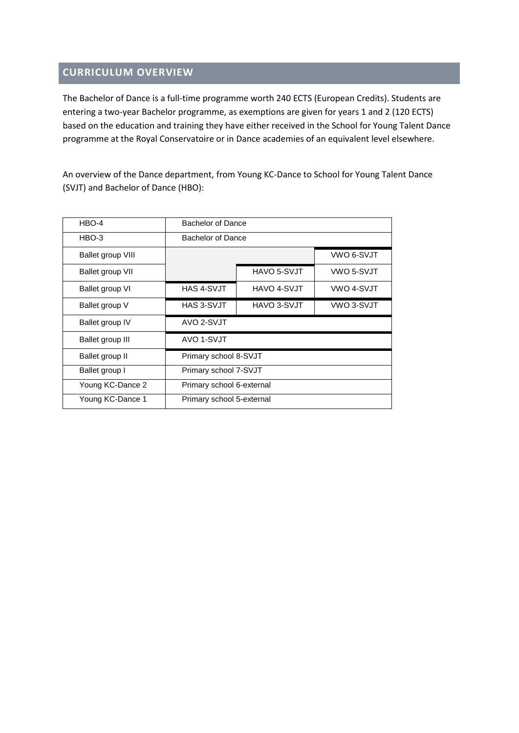## CURRICULUM OVERVIEW

The Bachelor of Dance is a full-time programme worth 240 ECTS (European Credits). Students are entering a two-year Bachelor programme, as exemptions are given for years 1 and 2 (120 ECTS) based on the education and training they have either received in the School for Young Talent Dance programme at the Royal Conservatoire or in Dance academies of an equivalent level elsewhere.

An overview of the Dance department, from Young KC-Dance to School for Young Talent Dance (SVJT) and Bachelor of Dance (HBO):

| | | | |
|---|---|---|---|
| HBO-4 | Bachelor of Dance | | |
| HBO-3 | Bachelor of Dance | | |
| Ballet group VIII | | | VWO 6-SVJT |
| Ballet group VII | | HAVO 5-SVJT | VWO 5-SVJT |
| Ballet group VI | HAS 4-SVJT | HAVO 4-SVJT | VWO 4-SVJT |
| Ballet group V | HAS 3-SVJT | HAVO 3-SVJT | VWO 3-SVJT |
| Ballet group IV | AVO 2-SVJT | | |
| Ballet group III | AVO 1-SVJT | | |
| Ballet group II | Primary school 8-SVJT | | |
| Ballet group I | Primary school 7-SVJT | | |
| Young KC-Dance 2 | Primary school 6-external | | |
| Young KC-Dance 1 | Primary school 5-external | | |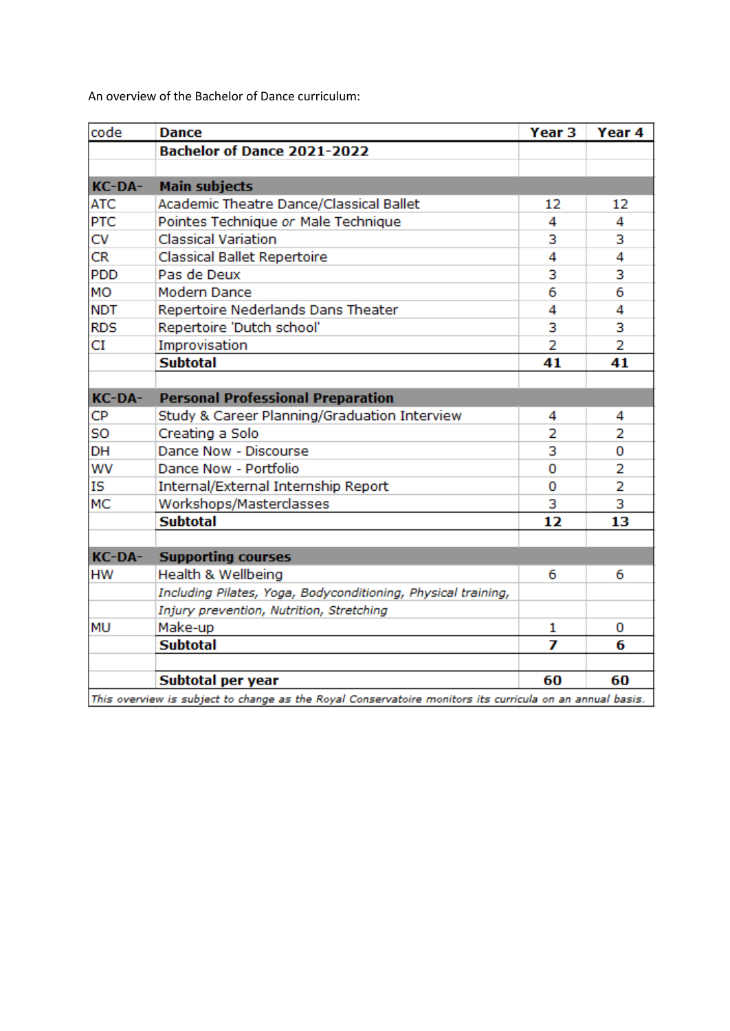An overview of the Bachelor of Dance curriculum:

| code | Dance | Year 3 | Year 4 |
|---|---|---|---|
| | **Bachelor of Dance 2021-2022** | | |
| | | | |
| **KC-DA-** | **Main subjects** | | |
| ATC | Academic Theatre Dance/Classical Ballet | 12 | 12 |
| PTC | Pointes Technique *or* Male Technique | 4 | 4 |
| CV | Classical Variation | 3 | 3 |
| CR | Classical Ballet Repertoire | 4 | 4 |
| PDD | Pas de Deux | 3 | 3 |
| MO | Modern Dance | 6 | 6 |
| NDT | Repertoire Nederlands Dans Theater | 4 | 4 |
| RDS | Repertoire 'Dutch school' | 3 | 3 |
| CI | Improvisation | 2 | 2 |
| | **Subtotal** | **41** | **41** |
| | | | |
| **KC-DA-** | **Personal Professional Preparation** | | |
| CP | Study & Career Planning/Graduation Interview | 4 | 4 |
| SO | Creating a Solo | 2 | 2 |
| DH | Dance Now - Discourse | 3 | 0 |
| WV | Dance Now - Portfolio | 0 | 2 |
| IS | Internal/External Internship Report | 0 | 2 |
| MC | Workshops/Masterclasses | 3 | 3 |
| | **Subtotal** | **12** | **13** |
| | | | |
| **KC-DA-** | **Supporting courses** | | |
| HW | Health & Wellbeing | 6 | 6 |
| | *Including Pilates, Yoga, Bodyconditioning, Physical training,* | | |
| | *Injury prevention, Nutrition, Stretching* | | |
| MU | Make-up | 1 | 0 |
| | **Subtotal** | **7** | **6** |
| | | | |
| | **Subtotal per year** | **60** | **60** |

*This overview is subject to change as the Royal Conservatoire monitors its curricula on an annual basis.*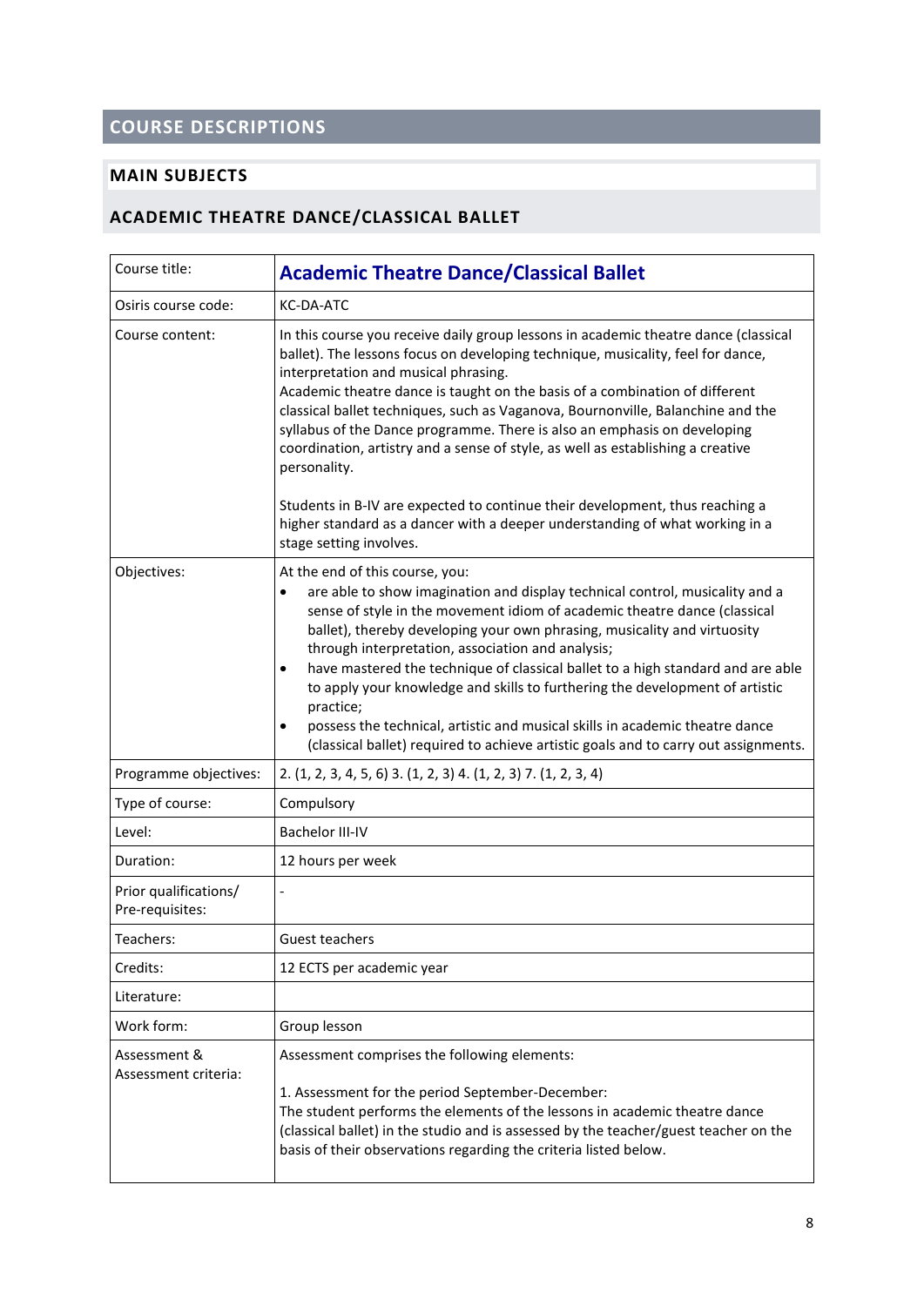# COURSE DESCRIPTIONS

## MAIN SUBJECTS

### ACADEMIC THEATRE DANCE/CLASSICAL BALLET

| Course title: | **Academic Theatre Dance/Classical Ballet** |
|---|---|
| Osiris course code: | KC-DA-ATC |
| Course content: | In this course you receive daily group lessons in academic theatre dance (classical ballet). The lessons focus on developing technique, musicality, feel for dance, interpretation and musical phrasing.<br>Academic theatre dance is taught on the basis of a combination of different classical ballet techniques, such as Vaganova, Bournonville, Balanchine and the syllabus of the Dance programme. There is also an emphasis on developing coordination, artistry and a sense of style, as well as establishing a creative personality.<br><br>Students in B-IV are expected to continue their development, thus reaching a higher standard as a dancer with a deeper understanding of what working in a stage setting involves. |
| Objectives: | At the end of this course, you:<br>• are able to show imagination and display technical control, musicality and a sense of style in the movement idiom of academic theatre dance (classical ballet), thereby developing your own phrasing, musicality and virtuosity through interpretation, association and analysis;<br>• have mastered the technique of classical ballet to a high standard and are able to apply your knowledge and skills to furthering the development of artistic practice;<br>• possess the technical, artistic and musical skills in academic theatre dance (classical ballet) required to achieve artistic goals and to carry out assignments. |
| Programme objectives: | 2. (1, 2, 3, 4, 5, 6) 3. (1, 2, 3) 4. (1, 2, 3) 7. (1, 2, 3, 4) |
| Type of course: | Compulsory |
| Level: | Bachelor III-IV |
| Duration: | 12 hours per week |
| Prior qualifications/ Pre-requisites: | - |
| Teachers: | Guest teachers |
| Credits: | 12 ECTS per academic year |
| Literature: | |
| Work form: | Group lesson |
| Assessment & Assessment criteria: | Assessment comprises the following elements:<br><br>1. Assessment for the period September-December:<br>The student performs the elements of the lessons in academic theatre dance (classical ballet) in the studio and is assessed by the teacher/guest teacher on the basis of their observations regarding the criteria listed below. |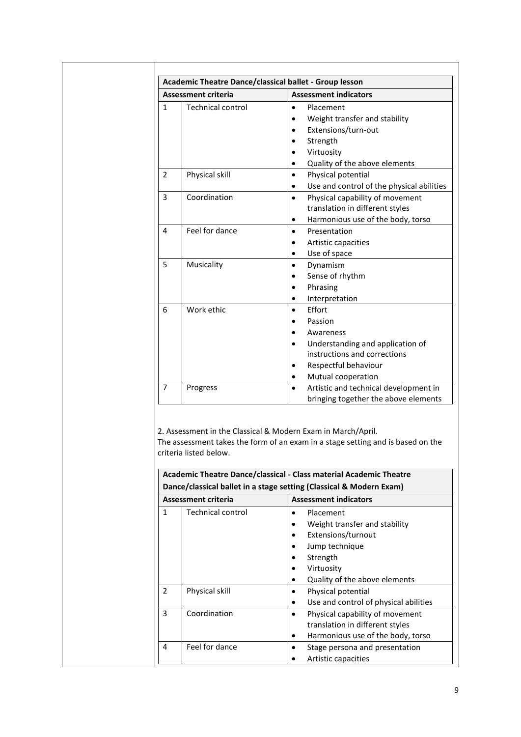| Academic Theatre Dance/classical ballet - Group lesson | | |
|---|---|---|
| **Assessment criteria** | | **Assessment indicators** |
| 1 | Technical control | • Placement<br>• Weight transfer and stability<br>• Extensions/turn-out<br>• Strength<br>• Virtuosity<br>• Quality of the above elements |
| 2 | Physical skill | • Physical potential<br>• Use and control of the physical abilities |
| 3 | Coordination | • Physical capability of movement translation in different styles<br>• Harmonious use of the body, torso |
| 4 | Feel for dance | • Presentation<br>• Artistic capacities<br>• Use of space |
| 5 | Musicality | • Dynamism<br>• Sense of rhythm<br>• Phrasing<br>• Interpretation |
| 6 | Work ethic | • Effort<br>• Passion<br>• Awareness<br>• Understanding and application of instructions and corrections<br>• Respectful behaviour<br>• Mutual cooperation |
| 7 | Progress | • Artistic and technical development in bringing together the above elements |

2. Assessment in the Classical & Modern Exam in March/April.
The assessment takes the form of an exam in a stage setting and is based on the criteria listed below.

| Academic Theatre Dance/classical - Class material Academic Theatre Dance/classical ballet in a stage setting (Classical & Modern Exam) | | |
|---|---|---|
| **Assessment criteria** | | **Assessment indicators** |
| 1 | Technical control | • Placement<br>• Weight transfer and stability<br>• Extensions/turnout<br>• Jump technique<br>• Strength<br>• Virtuosity<br>• Quality of the above elements |
| 2 | Physical skill | • Physical potential<br>• Use and control of physical abilities |
| 3 | Coordination | • Physical capability of movement translation in different styles<br>• Harmonious use of the body, torso |
| 4 | Feel for dance | • Stage persona and presentation<br>• Artistic capacities |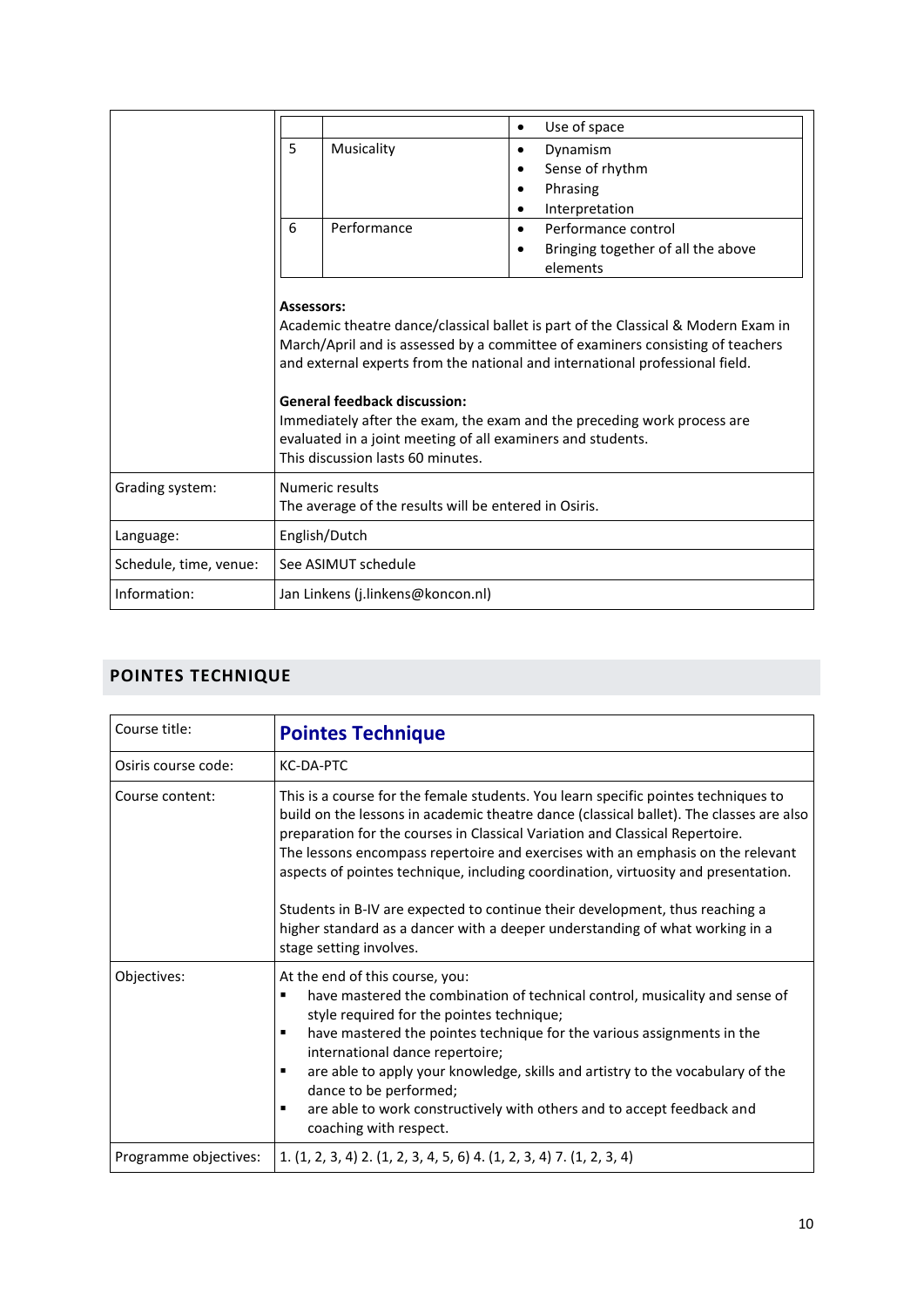| | | | |
|---|---|---|---|
| | | | • Use of space |
| | 5 | Musicality | • Dynamism<br>• Sense of rhythm<br>• Phrasing<br>• Interpretation |
| | 6 | Performance | • Performance control<br>• Bringing together of all the above elements |

| | |
|---|---|
| | **Assessors:**<br>Academic theatre dance/classical ballet is part of the Classical & Modern Exam in March/April and is assessed by a committee of examiners consisting of teachers and external experts from the national and international professional field.<br><br>**General feedback discussion:**<br>Immediately after the exam, the exam and the preceding work process are evaluated in a joint meeting of all examiners and students.<br>This discussion lasts 60 minutes. |
| Grading system: | Numeric results<br>The average of the results will be entered in Osiris. |
| Language: | English/Dutch |
| Schedule, time, venue: | See ASIMUT schedule |
| Information: | Jan Linkens (j.linkens@koncon.nl) |

## POINTES TECHNIQUE

| | |
|---|---|
| Course title: | **Pointes Technique** |
| Osiris course code: | KC-DA-PTC |
| Course content: | This is a course for the female students. You learn specific pointes techniques to build on the lessons in academic theatre dance (classical ballet). The classes are also preparation for the courses in Classical Variation and Classical Repertoire.<br>The lessons encompass repertoire and exercises with an emphasis on the relevant aspects of pointes technique, including coordination, virtuosity and presentation.<br><br>Students in B-IV are expected to continue their development, thus reaching a higher standard as a dancer with a deeper understanding of what working in a stage setting involves. |
| Objectives: | At the end of this course, you:<br>▪ have mastered the combination of technical control, musicality and sense of style required for the pointes technique;<br>▪ have mastered the pointes technique for the various assignments in the international dance repertoire;<br>▪ are able to apply your knowledge, skills and artistry to the vocabulary of the dance to be performed;<br>▪ are able to work constructively with others and to accept feedback and coaching with respect. |
| Programme objectives: | 1. (1, 2, 3, 4) 2. (1, 2, 3, 4, 5, 6) 4. (1, 2, 3, 4) 7. (1, 2, 3, 4) |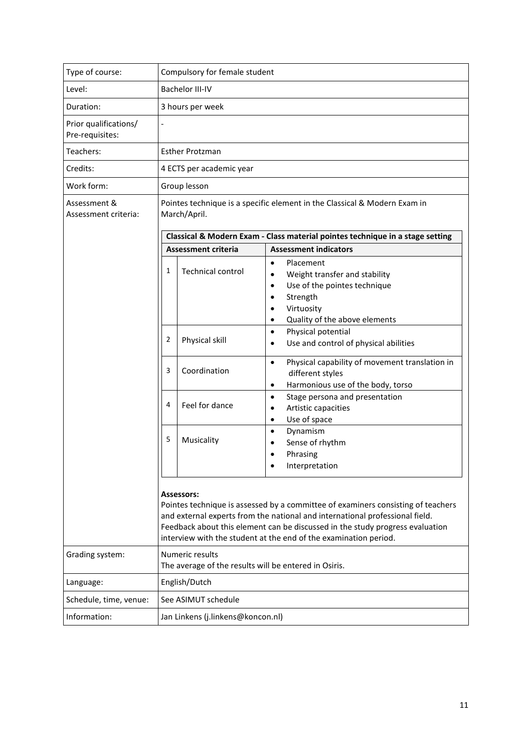| Type of course: | Compulsory for female student |
|---|---|
| Level: | Bachelor III-IV |
| Duration: | 3 hours per week |
| Prior qualifications/ Pre-requisites: | - |
| Teachers: | Esther Protzman |
| Credits: | 4 ECTS per academic year |
| Work form: | Group lesson |
| Assessment & Assessment criteria: | Pointes technique is a specific element in the Classical & Modern Exam in March/April. (see table below) |
| Grading system: | Numeric results<br>The average of the results will be entered in Osiris. |
| Language: | English/Dutch |
| Schedule, time, venue: | See ASIMUT schedule |
| Information: | Jan Linkens (j.linkens@koncon.nl) |

**Classical & Modern Exam - Class material pointes technique in a stage setting**

| | Assessment criteria | Assessment indicators |
|---|---|---|
| 1 | Technical control | • Placement<br>• Weight transfer and stability<br>• Use of the pointes technique<br>• Strength<br>• Virtuosity<br>• Quality of the above elements |
| 2 | Physical skill | • Physical potential<br>• Use and control of physical abilities |
| 3 | Coordination | • Physical capability of movement translation in different styles<br>• Harmonious use of the body, torso |
| 4 | Feel for dance | • Stage persona and presentation<br>• Artistic capacities<br>• Use of space |
| 5 | Musicality | • Dynamism<br>• Sense of rhythm<br>• Phrasing<br>• Interpretation |

**Assessors:**
Pointes technique is assessed by a committee of examiners consisting of teachers and external experts from the national and international professional field. Feedback about this element can be discussed in the study progress evaluation interview with the student at the end of the examination period.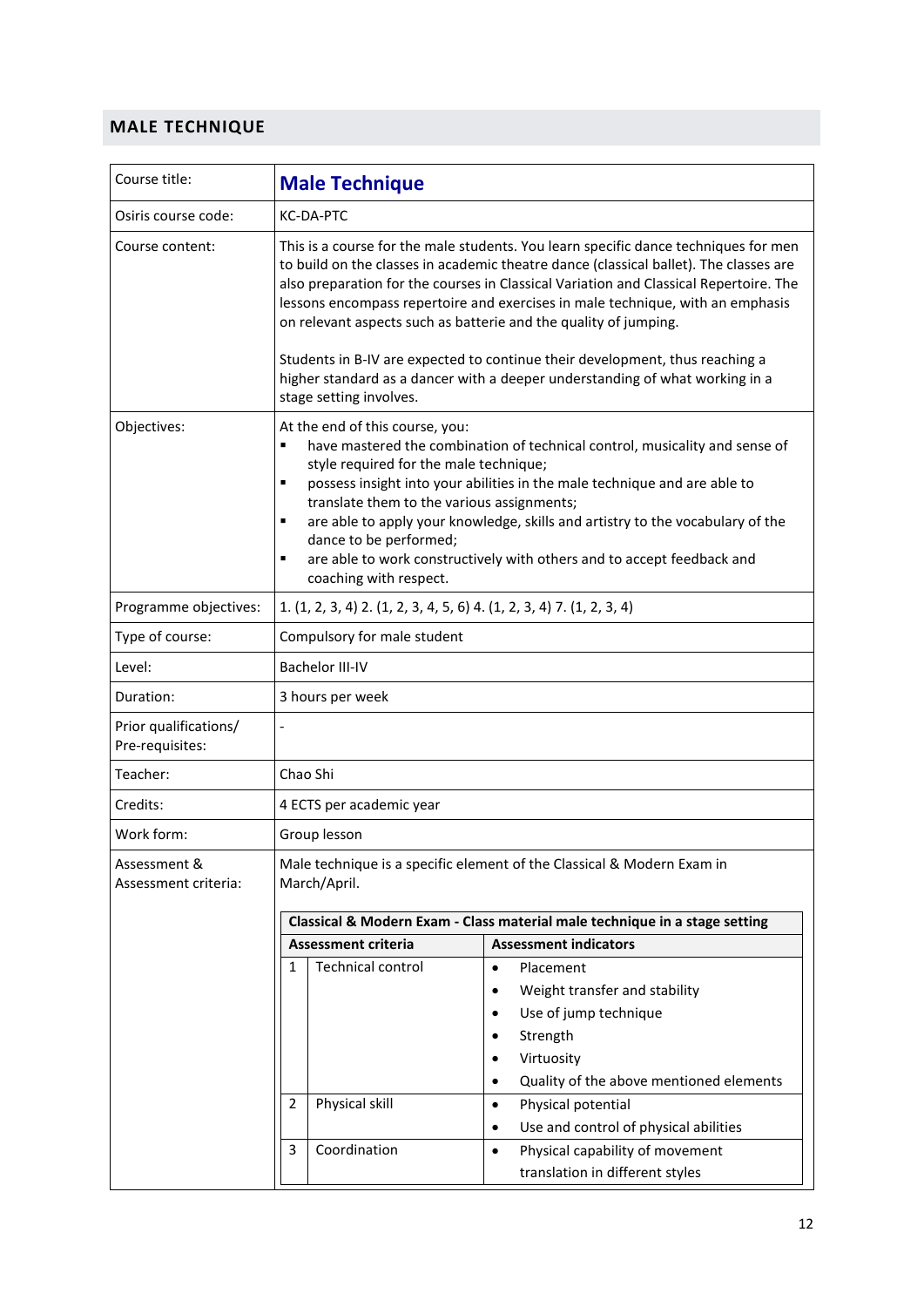## MALE TECHNIQUE

| Course title: | **Male Technique** |
|---|---|
| Osiris course code: | KC-DA-PTC |
| Course content: | This is a course for the male students. You learn specific dance techniques for men to build on the classes in academic theatre dance (classical ballet). The classes are also preparation for the courses in Classical Variation and Classical Repertoire. The lessons encompass repertoire and exercises in male technique, with an emphasis on relevant aspects such as batterie and the quality of jumping.<br><br>Students in B-IV are expected to continue their development, thus reaching a higher standard as a dancer with a deeper understanding of what working in a stage setting involves. |
| Objectives: | At the end of this course, you:<br>▪ have mastered the combination of technical control, musicality and sense of style required for the male technique;<br>▪ possess insight into your abilities in the male technique and are able to translate them to the various assignments;<br>▪ are able to apply your knowledge, skills and artistry to the vocabulary of the dance to be performed;<br>▪ are able to work constructively with others and to accept feedback and coaching with respect. |
| Programme objectives: | 1. (1, 2, 3, 4) 2. (1, 2, 3, 4, 5, 6) 4. (1, 2, 3, 4) 7. (1, 2, 3, 4) |
| Type of course: | Compulsory for male student |
| Level: | Bachelor III-IV |
| Duration: | 3 hours per week |
| Prior qualifications/ Pre-requisites: | - |
| Teacher: | Chao Shi |
| Credits: | 4 ECTS per academic year |
| Work form: | Group lesson |
| Assessment & Assessment criteria: | Male technique is a specific element of the Classical & Modern Exam in March/April. |

**Classical & Modern Exam - Class material male technique in a stage setting**

| | Assessment criteria | Assessment indicators |
|---|---|---|
| 1 | Technical control | • Placement<br>• Weight transfer and stability<br>• Use of jump technique<br>• Strength<br>• Virtuosity<br>• Quality of the above mentioned elements |
| 2 | Physical skill | • Physical potential<br>• Use and control of physical abilities |
| 3 | Coordination | • Physical capability of movement translation in different styles |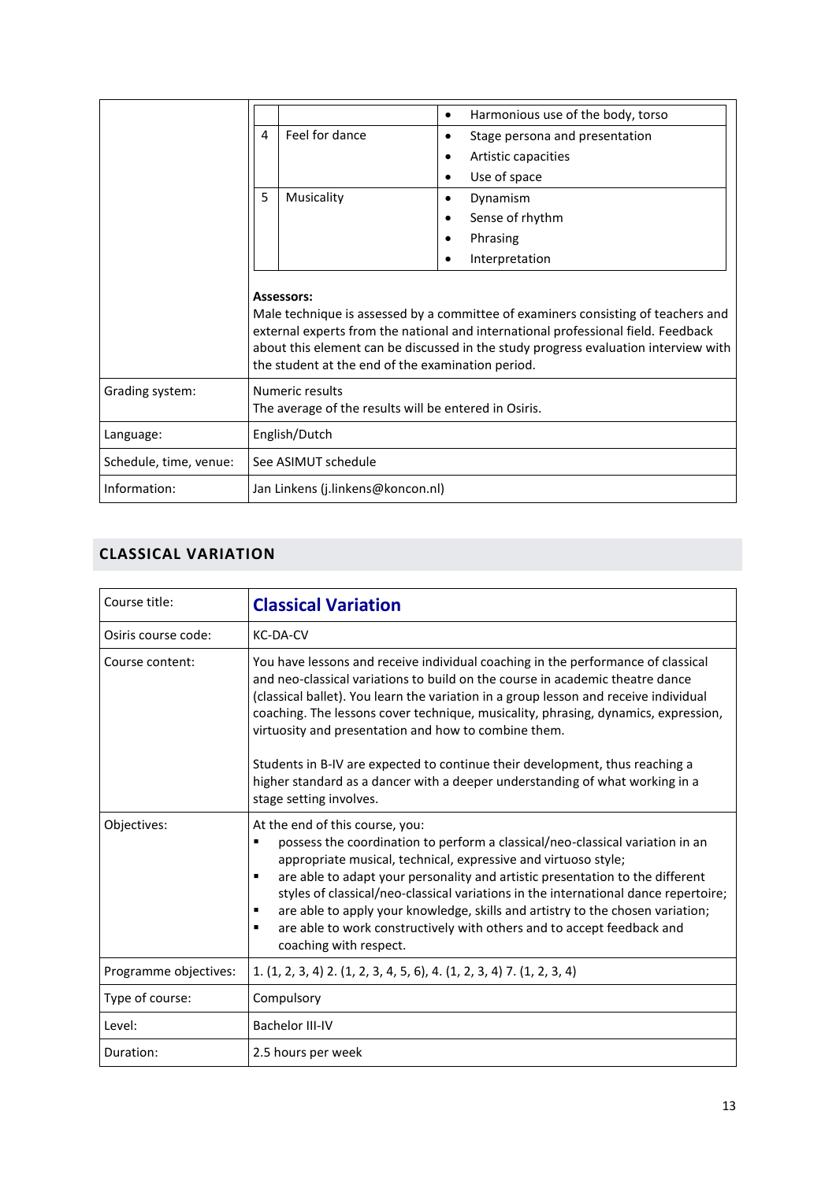| | | | |
|---|---|---|---|
| | | | • Harmonious use of the body, torso |
| | 4 | Feel for dance | • Stage persona and presentation<br>• Artistic capacities<br>• Use of space |
| | 5 | Musicality | • Dynamism<br>• Sense of rhythm<br>• Phrasing<br>• Interpretation |

| | |
|---|---|
| | **Assessors:**<br>Male technique is assessed by a committee of examiners consisting of teachers and external experts from the national and international professional field. Feedback about this element can be discussed in the study progress evaluation interview with the student at the end of the examination period. |
| Grading system: | Numeric results<br>The average of the results will be entered in Osiris. |
| Language: | English/Dutch |
| Schedule, time, venue: | See ASIMUT schedule |
| Information: | Jan Linkens (j.linkens@koncon.nl) |

## CLASSICAL VARIATION

| Course title: | **Classical Variation** |
|---|---|
| Osiris course code: | KC-DA-CV |
| Course content: | You have lessons and receive individual coaching in the performance of classical and neo-classical variations to build on the course in academic theatre dance (classical ballet). You learn the variation in a group lesson and receive individual coaching. The lessons cover technique, musicality, phrasing, dynamics, expression, virtuosity and presentation and how to combine them.<br><br>Students in B-IV are expected to continue their development, thus reaching a higher standard as a dancer with a deeper understanding of what working in a stage setting involves. |
| Objectives: | At the end of this course, you:<br>▪ possess the coordination to perform a classical/neo-classical variation in an appropriate musical, technical, expressive and virtuoso style;<br>▪ are able to adapt your personality and artistic presentation to the different styles of classical/neo-classical variations in the international dance repertoire;<br>▪ are able to apply your knowledge, skills and artistry to the chosen variation;<br>▪ are able to work constructively with others and to accept feedback and coaching with respect. |
| Programme objectives: | 1. (1, 2, 3, 4) 2. (1, 2, 3, 4, 5, 6), 4. (1, 2, 3, 4) 7. (1, 2, 3, 4) |
| Type of course: | Compulsory |
| Level: | Bachelor III-IV |
| Duration: | 2.5 hours per week |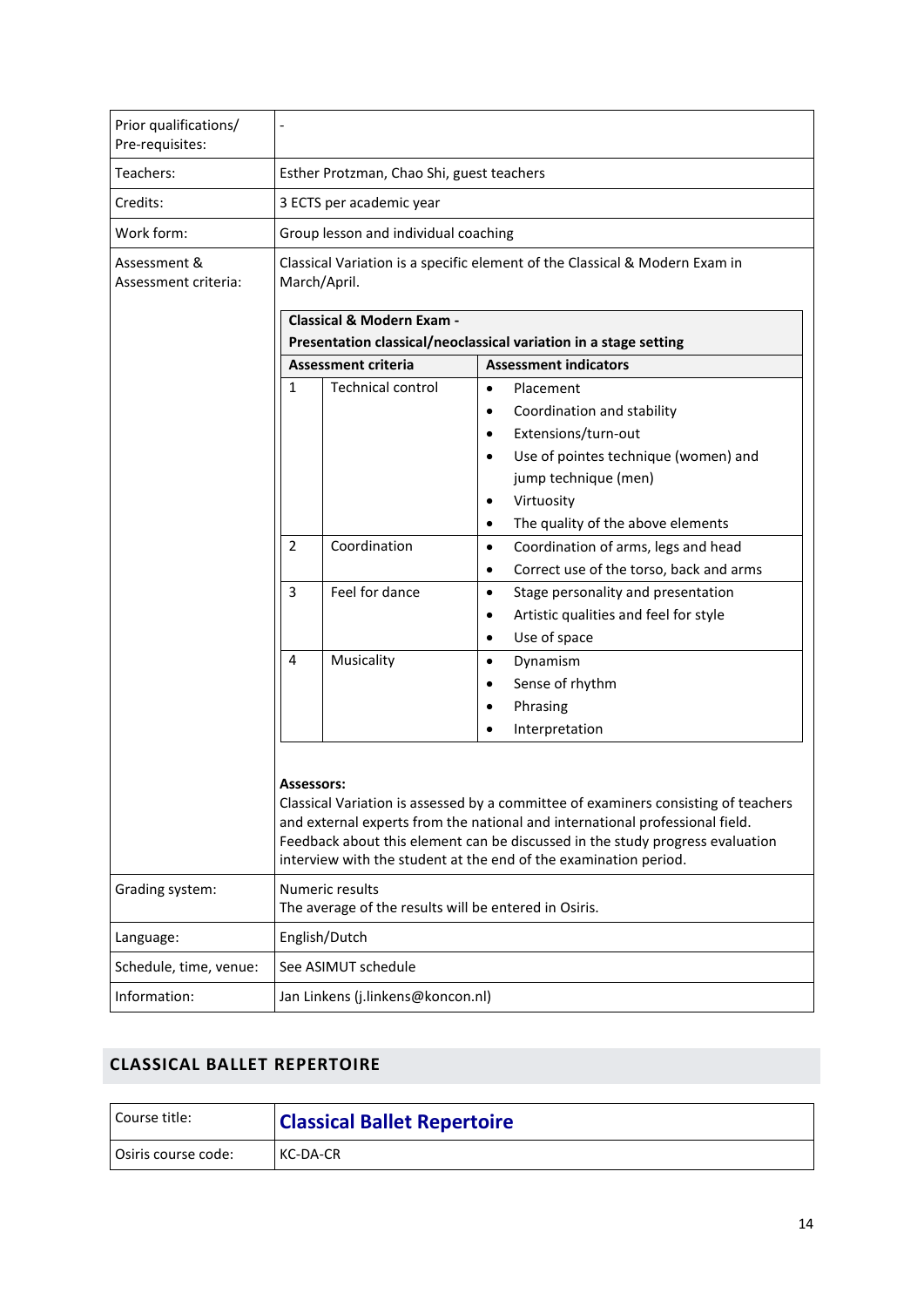| Prior qualifications/ Pre-requisites: | - |
|---|---|
| Teachers: | Esther Protzman, Chao Shi, guest teachers |
| Credits: | 3 ECTS per academic year |
| Work form: | Group lesson and individual coaching |
| Assessment & Assessment criteria: | Classical Variation is a specific element of the Classical & Modern Exam in March/April. |

**Classical & Modern Exam - Presentation classical/neoclassical variation in a stage setting**

| | Assessment criteria | Assessment indicators |
|---|---|---|
| 1 | Technical control | • Placement<br>• Coordination and stability<br>• Extensions/turn-out<br>• Use of pointes technique (women) and jump technique (men)<br>• Virtuosity<br>• The quality of the above elements |
| 2 | Coordination | • Coordination of arms, legs and head<br>• Correct use of the torso, back and arms |
| 3 | Feel for dance | • Stage personality and presentation<br>• Artistic qualities and feel for style<br>• Use of space |
| 4 | Musicality | • Dynamism<br>• Sense of rhythm<br>• Phrasing<br>• Interpretation |

**Assessors:**
Classical Variation is assessed by a committee of examiners consisting of teachers and external experts from the national and international professional field. Feedback about this element can be discussed in the study progress evaluation interview with the student at the end of the examination period.

| Grading system: | Numeric results<br>The average of the results will be entered in Osiris. |
|---|---|
| Language: | English/Dutch |
| Schedule, time, venue: | See ASIMUT schedule |
| Information: | Jan Linkens (j.linkens@koncon.nl) |

## CLASSICAL BALLET REPERTOIRE

| Course title: | **Classical Ballet Repertoire** |
|---|---|
| Osiris course code: | KC-DA-CR |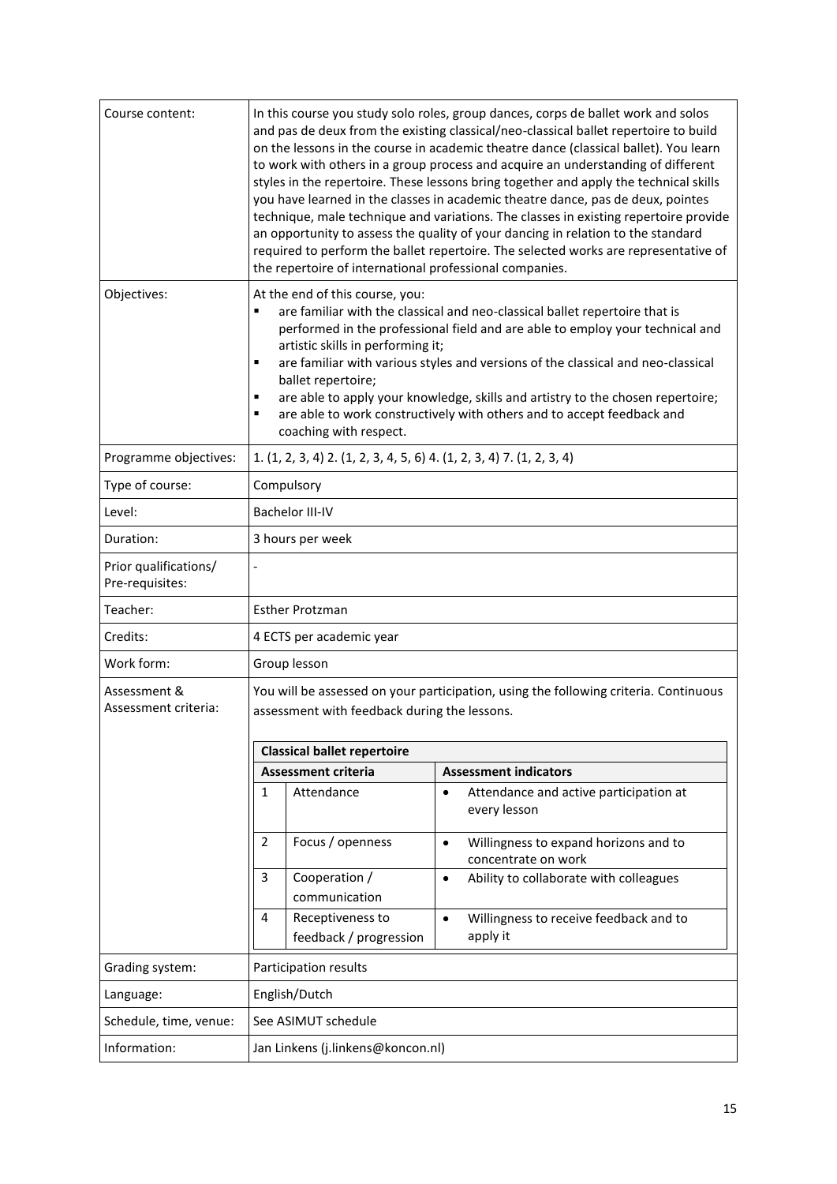| | |
|---|---|
| Course content: | In this course you study solo roles, group dances, corps de ballet work and solos and pas de deux from the existing classical/neo-classical ballet repertoire to build on the lessons in the course in academic theatre dance (classical ballet). You learn to work with others in a group process and acquire an understanding of different styles in the repertoire. These lessons bring together and apply the technical skills you have learned in the classes in academic theatre dance, pas de deux, pointes technique, male technique and variations. The classes in existing repertoire provide an opportunity to assess the quality of your dancing in relation to the standard required to perform the ballet repertoire. The selected works are representative of the repertoire of international professional companies. |
| Objectives: | At the end of this course, you:<br>▪ are familiar with the classical and neo-classical ballet repertoire that is performed in the professional field and are able to employ your technical and artistic skills in performing it;<br>▪ are familiar with various styles and versions of the classical and neo-classical ballet repertoire;<br>▪ are able to apply your knowledge, skills and artistry to the chosen repertoire;<br>▪ are able to work constructively with others and to accept feedback and coaching with respect. |
| Programme objectives: | 1. (1, 2, 3, 4) 2. (1, 2, 3, 4, 5, 6) 4. (1, 2, 3, 4) 7. (1, 2, 3, 4) |
| Type of course: | Compulsory |
| Level: | Bachelor III-IV |
| Duration: | 3 hours per week |
| Prior qualifications/ Pre-requisites: | - |
| Teacher: | Esther Protzman |
| Credits: | 4 ECTS per academic year |
| Work form: | Group lesson |
| Assessment & Assessment criteria: | You will be assessed on your participation, using the following criteria. Continuous assessment with feedback during the lessons. |

**Classical ballet repertoire**

| | Assessment criteria | Assessment indicators |
|---|---|---|
| 1 | Attendance | • Attendance and active participation at every lesson |
| 2 | Focus / openness | • Willingness to expand horizons and to concentrate on work |
| 3 | Cooperation / communication | • Ability to collaborate with colleagues |
| 4 | Receptiveness to feedback / progression | • Willingness to receive feedback and to apply it |

| | |
|---|---|
| Grading system: | Participation results |
| Language: | English/Dutch |
| Schedule, time, venue: | See ASIMUT schedule |
| Information: | Jan Linkens (j.linkens@koncon.nl) |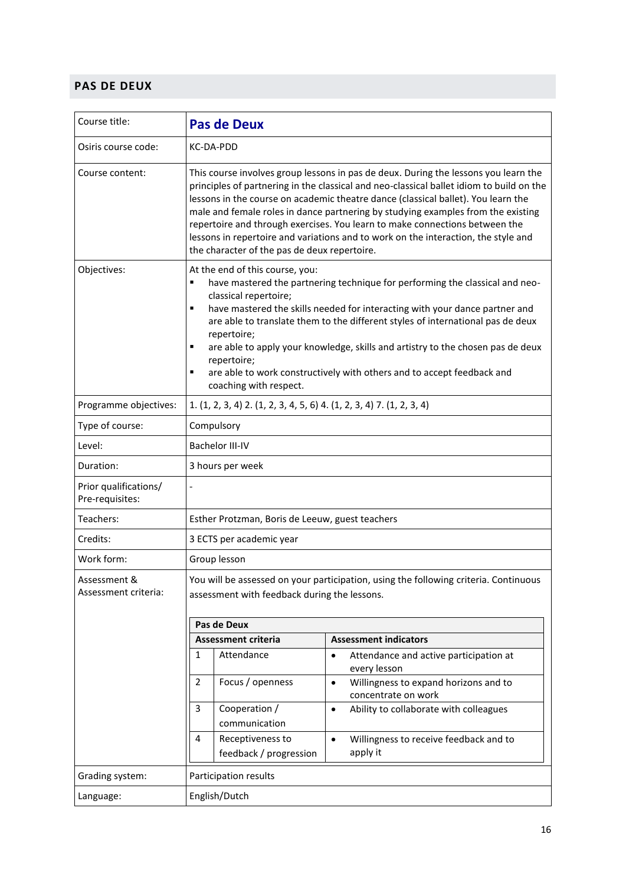## PAS DE DEUX

| Course title: | **Pas de Deux** |
|---|---|
| Osiris course code: | KC-DA-PDD |
| Course content: | This course involves group lessons in pas de deux. During the lessons you learn the principles of partnering in the classical and neo-classical ballet idiom to build on the lessons in the course on academic theatre dance (classical ballet). You learn the male and female roles in dance partnering by studying examples from the existing repertoire and through exercises. You learn to make connections between the lessons in repertoire and variations and to work on the interaction, the style and the character of the pas de deux repertoire. |
| Objectives: | At the end of this course, you:<br>▪ have mastered the partnering technique for performing the classical and neo-classical repertoire;<br>▪ have mastered the skills needed for interacting with your dance partner and are able to translate them to the different styles of international pas de deux repertoire;<br>▪ are able to apply your knowledge, skills and artistry to the chosen pas de deux repertoire;<br>▪ are able to work constructively with others and to accept feedback and coaching with respect. |
| Programme objectives: | 1. (1, 2, 3, 4) 2. (1, 2, 3, 4, 5, 6) 4. (1, 2, 3, 4) 7. (1, 2, 3, 4) |
| Type of course: | Compulsory |
| Level: | Bachelor III-IV |
| Duration: | 3 hours per week |
| Prior qualifications/ Pre-requisites: | - |
| Teachers: | Esther Protzman, Boris de Leeuw, guest teachers |
| Credits: | 3 ECTS per academic year |
| Work form: | Group lesson |
| Assessment & Assessment criteria: | You will be assessed on your participation, using the following criteria. Continuous assessment with feedback during the lessons. |
| Grading system: | Participation results |
| Language: | English/Dutch |

| Pas de Deux | | |
|---|---|---|
| **Assessment criteria** | | **Assessment indicators** |
| 1 | Attendance | • Attendance and active participation at every lesson |
| 2 | Focus / openness | • Willingness to expand horizons and to concentrate on work |
| 3 | Cooperation / communication | • Ability to collaborate with colleagues |
| 4 | Receptiveness to feedback / progression | • Willingness to receive feedback and to apply it |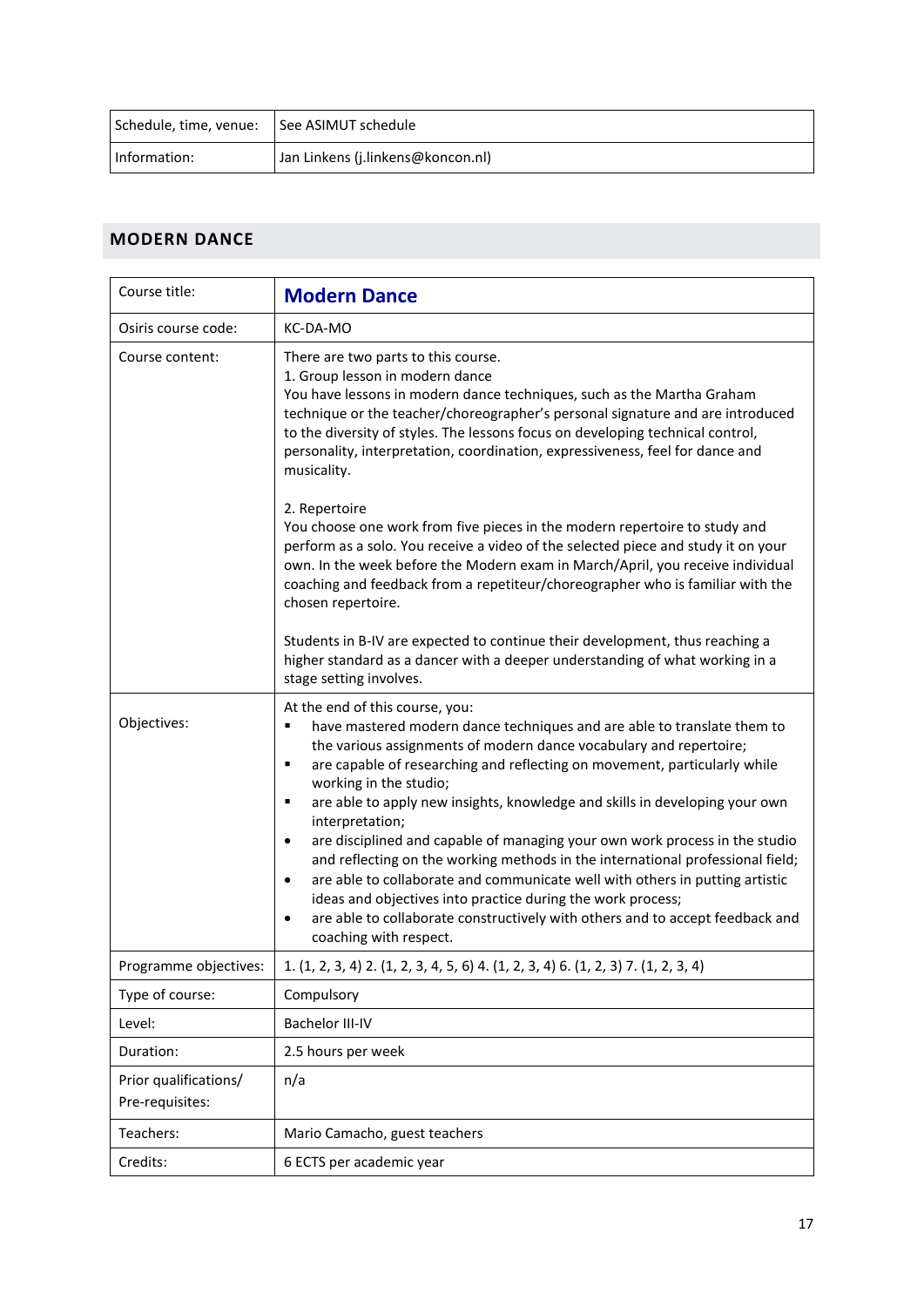| | |
|---|---|
| Schedule, time, venue: | See ASIMUT schedule |
| Information: | Jan Linkens (j.linkens@koncon.nl) |

## MODERN DANCE

| | |
|---|---|
| Course title: | **Modern Dance** |
| Osiris course code: | KC-DA-MO |
| Course content: | There are two parts to this course.<br>1. Group lesson in modern dance<br>You have lessons in modern dance techniques, such as the Martha Graham technique or the teacher/choreographer's personal signature and are introduced to the diversity of styles. The lessons focus on developing technical control, personality, interpretation, coordination, expressiveness, feel for dance and musicality.<br><br>2. Repertoire<br>You choose one work from five pieces in the modern repertoire to study and perform as a solo. You receive a video of the selected piece and study it on your own. In the week before the Modern exam in March/April, you receive individual coaching and feedback from a repetiteur/choreographer who is familiar with the chosen repertoire.<br><br>Students in B-IV are expected to continue their development, thus reaching a higher standard as a dancer with a deeper understanding of what working in a stage setting involves. |
| Objectives: | At the end of this course, you:<br>▪ have mastered modern dance techniques and are able to translate them to the various assignments of modern dance vocabulary and repertoire;<br>▪ are capable of researching and reflecting on movement, particularly while working in the studio;<br>▪ are able to apply new insights, knowledge and skills in developing your own interpretation;<br>• are disciplined and capable of managing your own work process in the studio and reflecting on the working methods in the international professional field;<br>• are able to collaborate and communicate well with others in putting artistic ideas and objectives into practice during the work process;<br>• are able to collaborate constructively with others and to accept feedback and coaching with respect. |
| Programme objectives: | 1. (1, 2, 3, 4) 2. (1, 2, 3, 4, 5, 6) 4. (1, 2, 3, 4) 6. (1, 2, 3) 7. (1, 2, 3, 4) |
| Type of course: | Compulsory |
| Level: | Bachelor III-IV |
| Duration: | 2.5 hours per week |
| Prior qualifications/ Pre-requisites: | n/a |
| Teachers: | Mario Camacho, guest teachers |
| Credits: | 6 ECTS per academic year |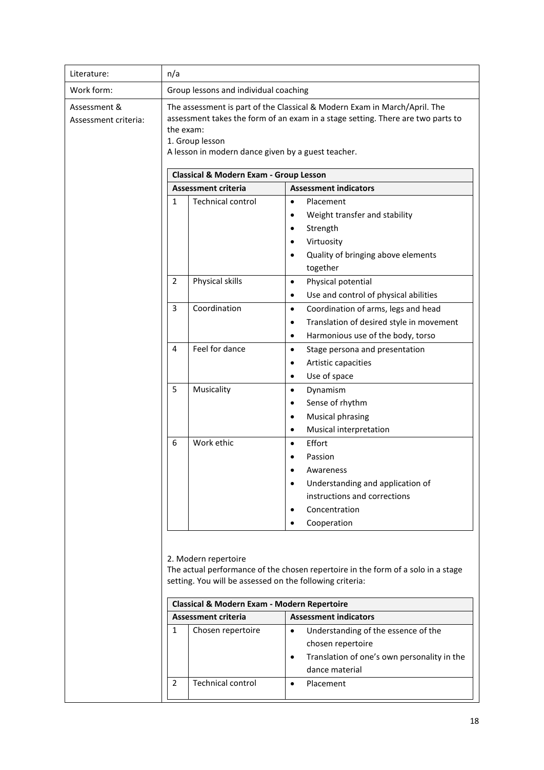| Literature: | n/a |
|---|---|
| Work form: | Group lessons and individual coaching |
| Assessment & Assessment criteria: | The assessment is part of the Classical & Modern Exam in March/April. The assessment takes the form of an exam in a stage setting. There are two parts to the exam:<br>1. Group lesson<br>A lesson in modern dance given by a guest teacher. |

**Classical & Modern Exam - Group Lesson**

| | Assessment criteria | Assessment indicators |
|---|---|---|
| 1 | Technical control | • Placement<br>• Weight transfer and stability<br>• Strength<br>• Virtuosity<br>• Quality of bringing above elements together |
| 2 | Physical skills | • Physical potential<br>• Use and control of physical abilities |
| 3 | Coordination | • Coordination of arms, legs and head<br>• Translation of desired style in movement<br>• Harmonious use of the body, torso |
| 4 | Feel for dance | • Stage persona and presentation<br>• Artistic capacities<br>• Use of space |
| 5 | Musicality | • Dynamism<br>• Sense of rhythm<br>• Musical phrasing<br>• Musical interpretation |
| 6 | Work ethic | • Effort<br>• Passion<br>• Awareness<br>• Understanding and application of instructions and corrections<br>• Concentration<br>• Cooperation |

2. Modern repertoire

The actual performance of the chosen repertoire in the form of a solo in a stage setting. You will be assessed on the following criteria:

**Classical & Modern Exam - Modern Repertoire**

| | Assessment criteria | Assessment indicators |
|---|---|---|
| 1 | Chosen repertoire | • Understanding of the essence of the chosen repertoire<br>• Translation of one's own personality in the dance material |
| 2 | Technical control | • Placement |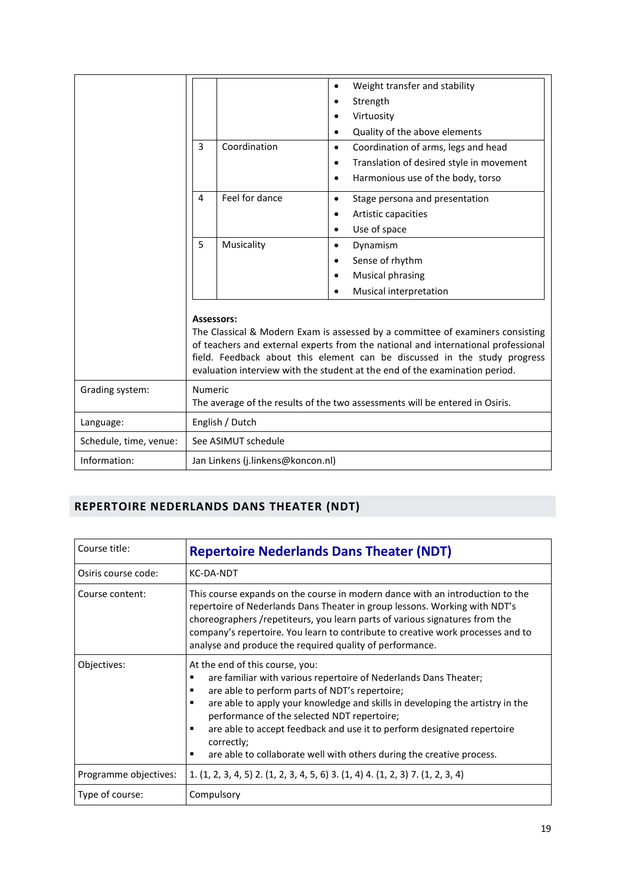| | |
|---|---|
| | **(continued)** <br><br> \| \| \| \|<br>\|---\|---\|---\|<br>\| \| \| • Weight transfer and stability<br>• Strength<br>• Virtuosity<br>• Quality of the above elements \|<br>\| 3 \| Coordination \| • Coordination of arms, legs and head<br>• Translation of desired style in movement<br>• Harmonious use of the body, torso \|<br>\| 4 \| Feel for dance \| • Stage persona and presentation<br>• Artistic capacities<br>• Use of space \|<br>\| 5 \| Musicality \| • Dynamism<br>• Sense of rhythm<br>• Musical phrasing<br>• Musical interpretation \| |

| # | Criterion | Elements |
|---|---|---|
| | | • Weight transfer and stability<br>• Strength<br>• Virtuosity<br>• Quality of the above elements |
| 3 | Coordination | • Coordination of arms, legs and head<br>• Translation of desired style in movement<br>• Harmonious use of the body, torso |
| 4 | Feel for dance | • Stage persona and presentation<br>• Artistic capacities<br>• Use of space |
| 5 | Musicality | • Dynamism<br>• Sense of rhythm<br>• Musical phrasing<br>• Musical interpretation |

**Assessors:**
The Classical & Modern Exam is assessed by a committee of examiners consisting of teachers and external experts from the national and international professional field. Feedback about this element can be discussed in the study progress evaluation interview with the student at the end of the examination period.

| | |
|---|---|
| Grading system: | Numeric<br>The average of the results of the two assessments will be entered in Osiris. |
| Language: | English / Dutch |
| Schedule, time, venue: | See ASIMUT schedule |
| Information: | Jan Linkens (j.linkens@koncon.nl) |

## REPERTOIRE NEDERLANDS DANS THEATER (NDT)

| | |
|---|---|
| Course title: | **Repertoire Nederlands Dans Theater (NDT)** |
| Osiris course code: | KC-DA-NDT |
| Course content: | This course expands on the course in modern dance with an introduction to the repertoire of Nederlands Dans Theater in group lessons. Working with NDT's choreographers /repetiteurs, you learn parts of various signatures from the company's repertoire. You learn to contribute to creative work processes and to analyse and produce the required quality of performance. |
| Objectives: | At the end of this course, you:<br>▪ are familiar with various repertoire of Nederlands Dans Theater;<br>▪ are able to perform parts of NDT's repertoire;<br>▪ are able to apply your knowledge and skills in developing the artistry in the performance of the selected NDT repertoire;<br>▪ are able to accept feedback and use it to perform designated repertoire correctly;<br>▪ are able to collaborate well with others during the creative process. |
| Programme objectives: | 1. (1, 2, 3, 4, 5) 2. (1, 2, 3, 4, 5, 6) 3. (1, 4) 4. (1, 2, 3) 7. (1, 2, 3, 4) |
| Type of course: | Compulsory |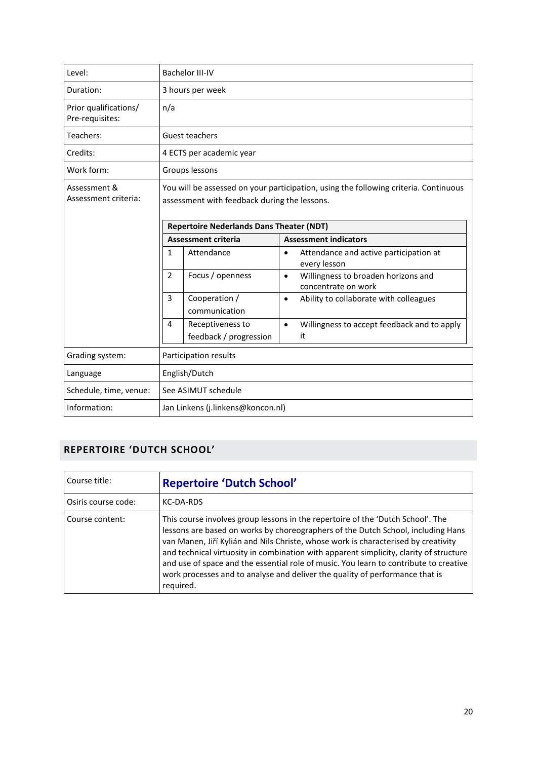| | |
|---|---|
| Level: | Bachelor III-IV |
| Duration: | 3 hours per week |
| Prior qualifications/ Pre-requisites: | n/a |
| Teachers: | Guest teachers |
| Credits: | 4 ECTS per academic year |
| Work form: | Groups lessons |
| Assessment & Assessment criteria: | You will be assessed on your participation, using the following criteria. Continuous assessment with feedback during the lessons. |

**Repertoire Nederlands Dans Theater (NDT)**

| | Assessment criteria | Assessment indicators |
|---|---|---|
| 1 | Attendance | • Attendance and active participation at every lesson |
| 2 | Focus / openness | • Willingness to broaden horizons and concentrate on work |
| 3 | Cooperation / communication | • Ability to collaborate with colleagues |
| 4 | Receptiveness to feedback / progression | • Willingness to accept feedback and to apply it |

| | |
|---|---|
| Grading system: | Participation results |
| Language | English/Dutch |
| Schedule, time, venue: | See ASIMUT schedule |
| Information: | Jan Linkens (j.linkens@koncon.nl) |

## REPERTOIRE 'DUTCH SCHOOL'

| | |
|---|---|
| Course title: | **Repertoire 'Dutch School'** |
| Osiris course code: | KC-DA-RDS |
| Course content: | This course involves group lessons in the repertoire of the 'Dutch School'. The lessons are based on works by choreographers of the Dutch School, including Hans van Manen, Jiří Kylián and Nils Christe, whose work is characterised by creativity and technical virtuosity in combination with apparent simplicity, clarity of structure and use of space and the essential role of music. You learn to contribute to creative work processes and to analyse and deliver the quality of performance that is required. |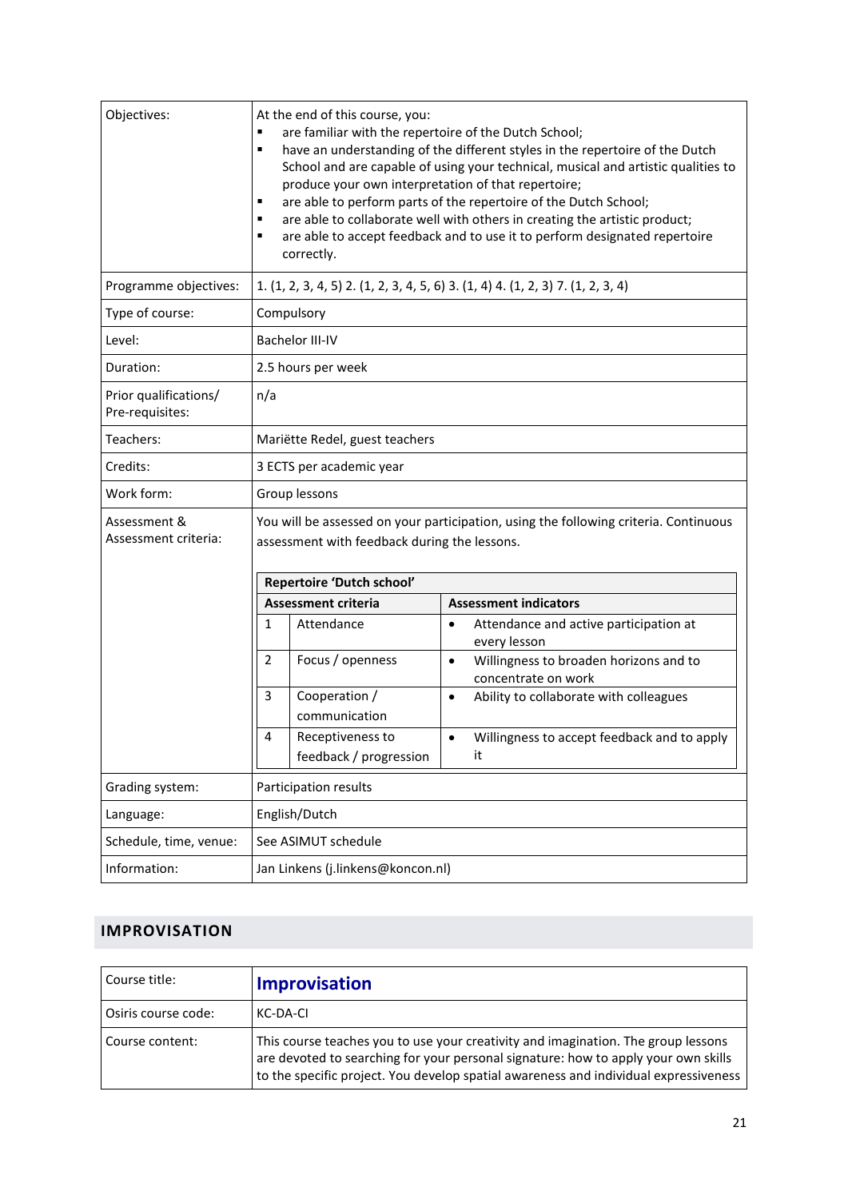| | |
|---|---|
| Objectives: | At the end of this course, you:<br>▪ are familiar with the repertoire of the Dutch School;<br>▪ have an understanding of the different styles in the repertoire of the Dutch School and are capable of using your technical, musical and artistic qualities to produce your own interpretation of that repertoire;<br>▪ are able to perform parts of the repertoire of the Dutch School;<br>▪ are able to collaborate well with others in creating the artistic product;<br>▪ are able to accept feedback and to use it to perform designated repertoire correctly. |
| Programme objectives: | 1. (1, 2, 3, 4, 5) 2. (1, 2, 3, 4, 5, 6) 3. (1, 4) 4. (1, 2, 3) 7. (1, 2, 3, 4) |
| Type of course: | Compulsory |
| Level: | Bachelor III-IV |
| Duration: | 2.5 hours per week |
| Prior qualifications/ Pre-requisites: | n/a |
| Teachers: | Mariëtte Redel, guest teachers |
| Credits: | 3 ECTS per academic year |
| Work form: | Group lessons |
| Assessment & Assessment criteria: | You will be assessed on your participation, using the following criteria. Continuous assessment with feedback during the lessons. |
| Grading system: | Participation results |
| Language: | English/Dutch |
| Schedule, time, venue: | See ASIMUT schedule |
| Information: | Jan Linkens (j.linkens@koncon.nl) |

**Repertoire 'Dutch school'**

| | Assessment criteria | Assessment indicators |
|---|---|---|
| 1 | Attendance | • Attendance and active participation at every lesson |
| 2 | Focus / openness | • Willingness to broaden horizons and to concentrate on work |
| 3 | Cooperation / communication | • Ability to collaborate with colleagues |
| 4 | Receptiveness to feedback / progression | • Willingness to accept feedback and to apply it |

## IMPROVISATION

| | |
|---|---|
| Course title: | **Improvisation** |
| Osiris course code: | KC-DA-CI |
| Course content: | This course teaches you to use your creativity and imagination. The group lessons are devoted to searching for your personal signature: how to apply your own skills to the specific project. You develop spatial awareness and individual expressiveness |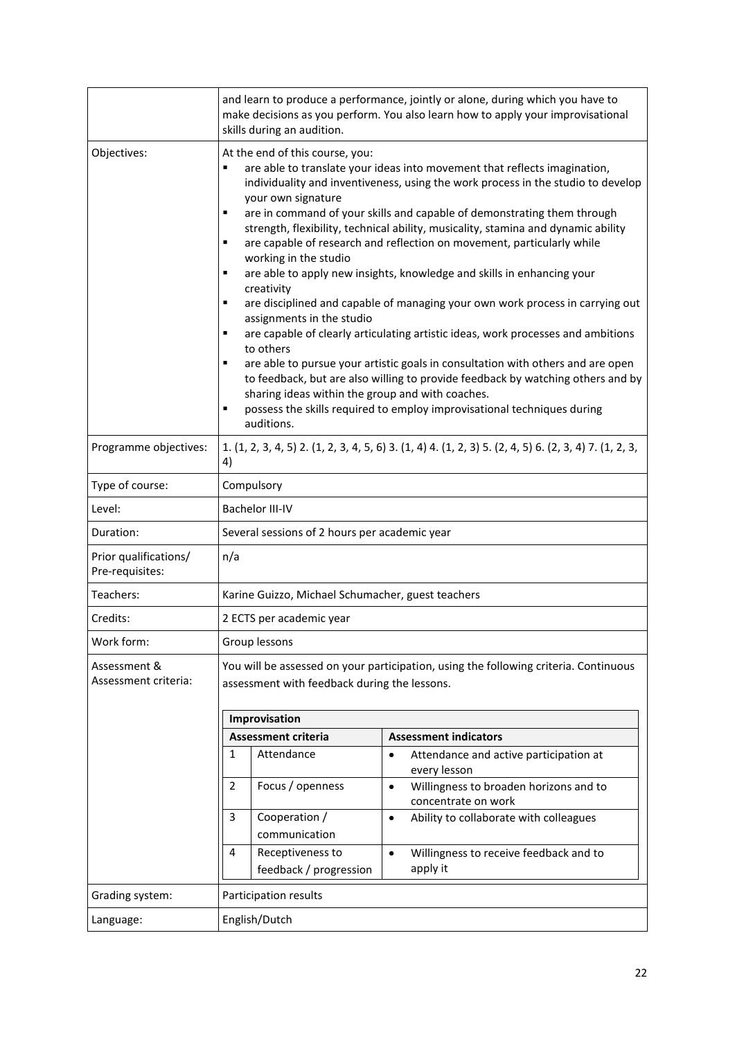| | |
|---|---|
| | and learn to produce a performance, jointly or alone, during which you have to make decisions as you perform. You also learn how to apply your improvisational skills during an audition. |
| Objectives: | At the end of this course, you:<br>▪ are able to translate your ideas into movement that reflects imagination, individuality and inventiveness, using the work process in the studio to develop your own signature<br>▪ are in command of your skills and capable of demonstrating them through strength, flexibility, technical ability, musicality, stamina and dynamic ability<br>▪ are capable of research and reflection on movement, particularly while working in the studio<br>▪ are able to apply new insights, knowledge and skills in enhancing your creativity<br>▪ are disciplined and capable of managing your own work process in carrying out assignments in the studio<br>▪ are capable of clearly articulating artistic ideas, work processes and ambitions to others<br>▪ are able to pursue your artistic goals in consultation with others and are open to feedback, but are also willing to provide feedback by watching others and by sharing ideas within the group and with coaches.<br>▪ possess the skills required to employ improvisational techniques during auditions. |
| Programme objectives: | 1. (1, 2, 3, 4, 5) 2. (1, 2, 3, 4, 5, 6) 3. (1, 4) 4. (1, 2, 3) 5. (2, 4, 5) 6. (2, 3, 4) 7. (1, 2, 3, 4) |
| Type of course: | Compulsory |
| Level: | Bachelor III-IV |
| Duration: | Several sessions of 2 hours per academic year |
| Prior qualifications/ Pre-requisites: | n/a |
| Teachers: | Karine Guizzo, Michael Schumacher, guest teachers |
| Credits: | 2 ECTS per academic year |
| Work form: | Group lessons |
| Assessment & Assessment criteria: | You will be assessed on your participation, using the following criteria. Continuous assessment with feedback during the lessons. |

**Improvisation**

| | Assessment criteria | Assessment indicators |
|---|---|---|
| 1 | Attendance | • Attendance and active participation at every lesson |
| 2 | Focus / openness | • Willingness to broaden horizons and to concentrate on work |
| 3 | Cooperation / communication | • Ability to collaborate with colleagues |
| 4 | Receptiveness to feedback / progression | • Willingness to receive feedback and to apply it |

| | |
|---|---|
| Grading system: | Participation results |
| Language: | English/Dutch |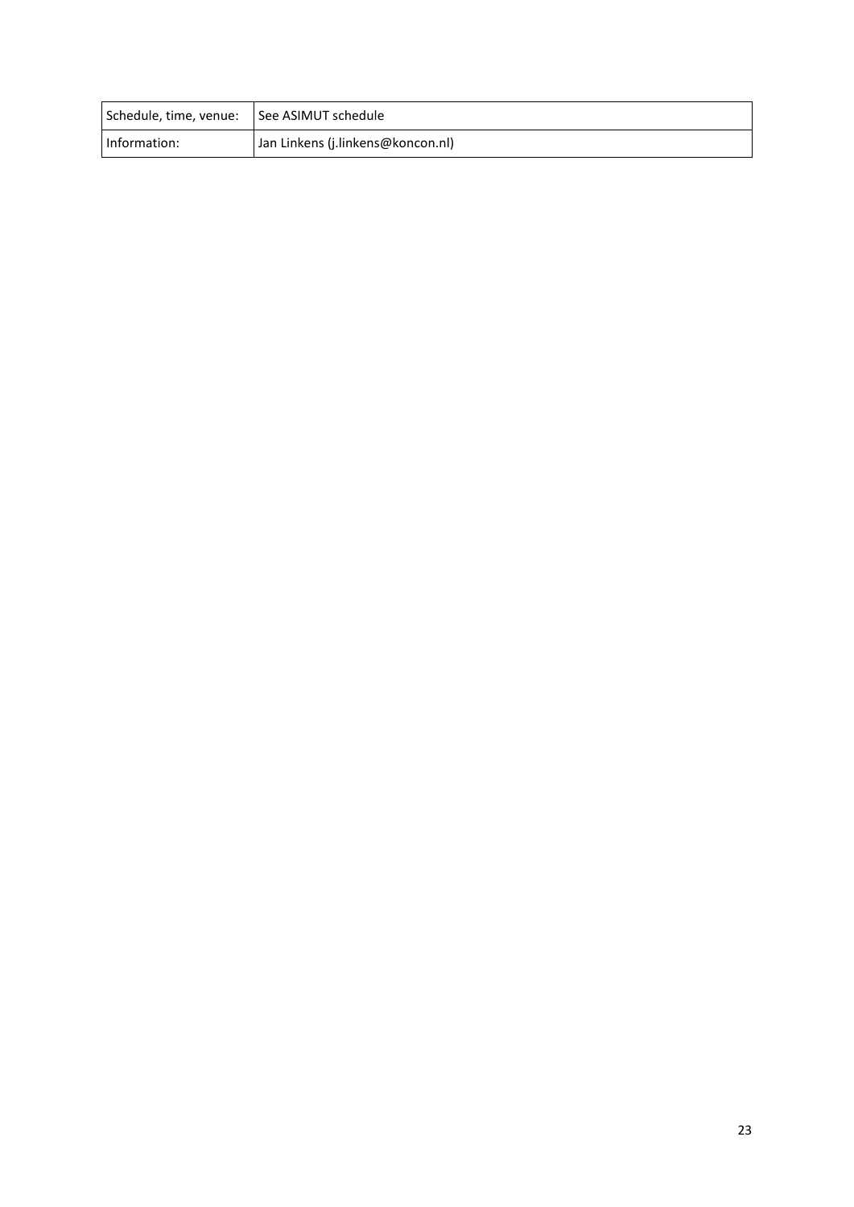| Schedule, time, venue: | See ASIMUT schedule |
|---|---|
| Information: | Jan Linkens (j.linkens@koncon.nl) |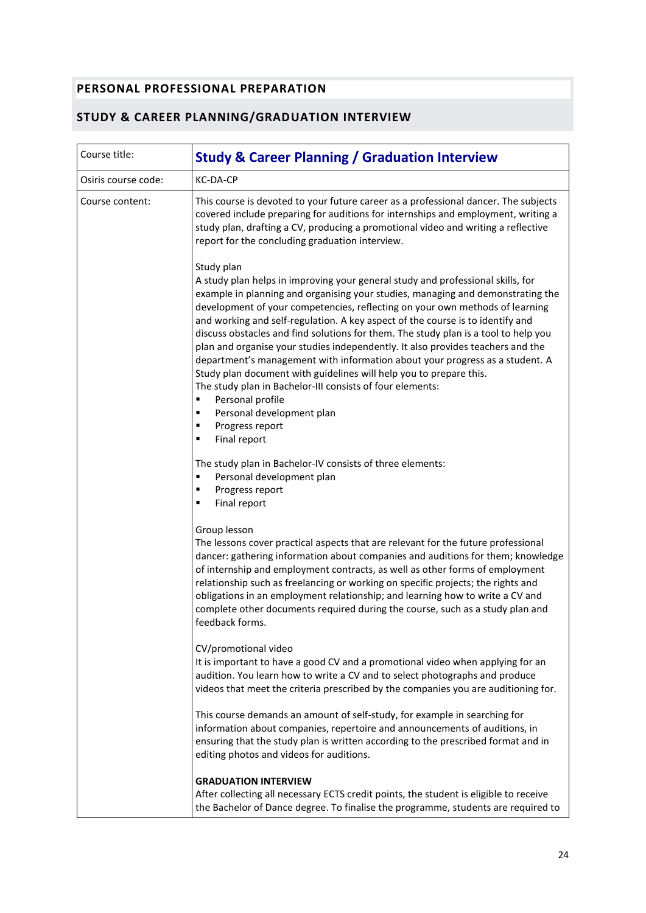## PERSONAL PROFESSIONAL PREPARATION

## STUDY & CAREER PLANNING/GRADUATION INTERVIEW

| Course title: | **Study & Career Planning / Graduation Interview** |
|---|---|
| Osiris course code: | KC-DA-CP |
| Course content: | This course is devoted to your future career as a professional dancer. The subjects covered include preparing for auditions for internships and employment, writing a study plan, drafting a CV, producing a promotional video and writing a reflective report for the concluding graduation interview.<br><br>Study plan<br>A study plan helps in improving your general study and professional skills, for example in planning and organising your studies, managing and demonstrating the development of your competencies, reflecting on your own methods of learning and working and self-regulation. A key aspect of the course is to identify and discuss obstacles and find solutions for them. The study plan is a tool to help you plan and organise your studies independently. It also provides teachers and the department's management with information about your progress as a student. A Study plan document with guidelines will help you to prepare this.<br>The study plan in Bachelor-III consists of four elements:<br>▪ Personal profile<br>▪ Personal development plan<br>▪ Progress report<br>▪ Final report<br><br>The study plan in Bachelor-IV consists of three elements:<br>▪ Personal development plan<br>▪ Progress report<br>▪ Final report<br><br>Group lesson<br>The lessons cover practical aspects that are relevant for the future professional dancer: gathering information about companies and auditions for them; knowledge of internship and employment contracts, as well as other forms of employment relationship such as freelancing or working on specific projects; the rights and obligations in an employment relationship; and learning how to write a CV and complete other documents required during the course, such as a study plan and feedback forms.<br><br>CV/promotional video<br>It is important to have a good CV and a promotional video when applying for an audition. You learn how to write a CV and to select photographs and produce videos that meet the criteria prescribed by the companies you are auditioning for.<br><br>This course demands an amount of self-study, for example in searching for information about companies, repertoire and announcements of auditions, in ensuring that the study plan is written according to the prescribed format and in editing photos and videos for auditions.<br><br>**GRADUATION INTERVIEW**<br>After collecting all necessary ECTS credit points, the student is eligible to receive the Bachelor of Dance degree. To finalise the programme, students are required to |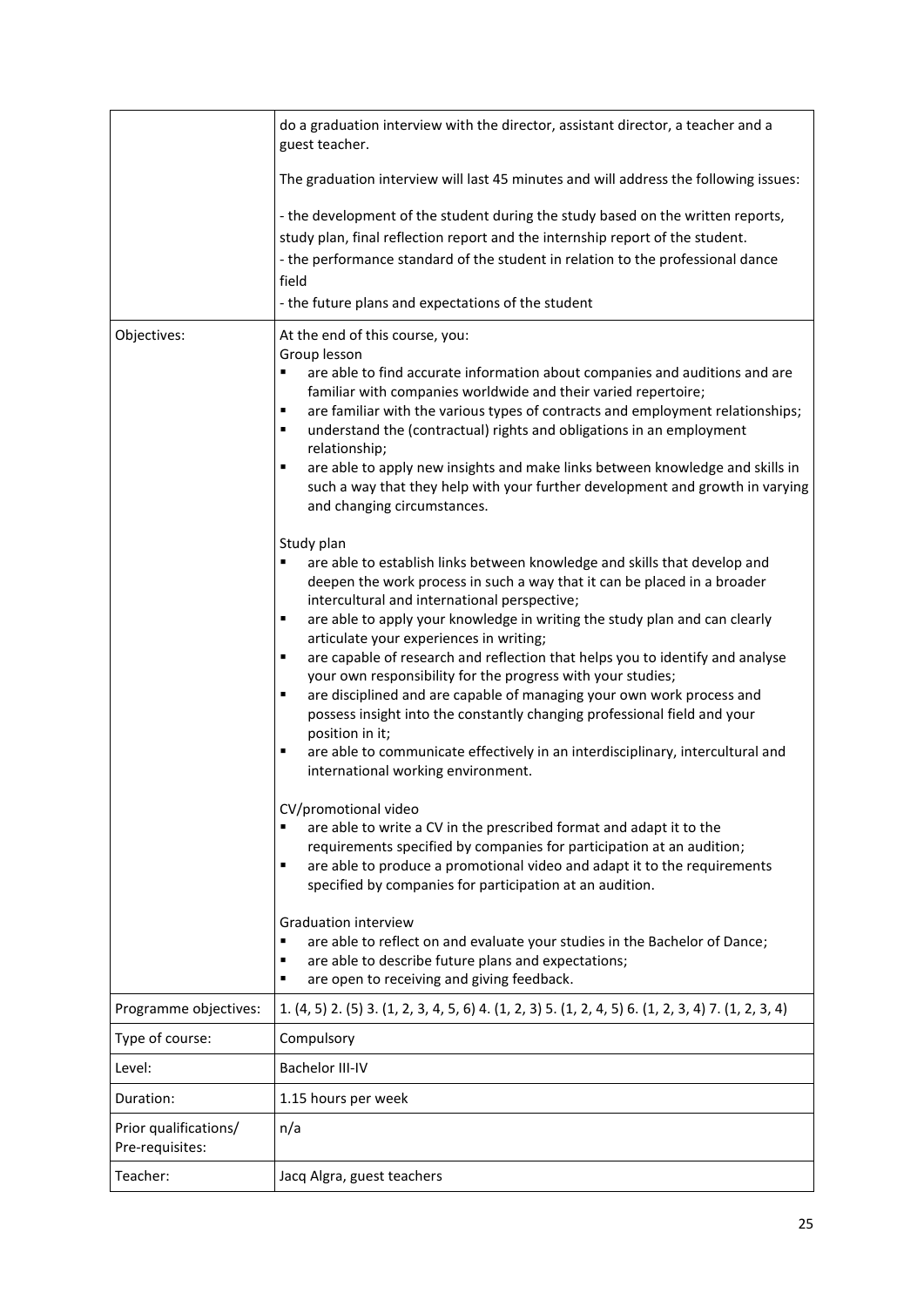| | |
|---|---|
| | do a graduation interview with the director, assistant director, a teacher and a guest teacher.<br><br>The graduation interview will last 45 minutes and will address the following issues:<br><br>- the development of the student during the study based on the written reports, study plan, final reflection report and the internship report of the student.<br>- the performance standard of the student in relation to the professional dance field<br>- the future plans and expectations of the student |
| Objectives: | At the end of this course, you:<br>Group lesson<br>▪ are able to find accurate information about companies and auditions and are familiar with companies worldwide and their varied repertoire;<br>▪ are familiar with the various types of contracts and employment relationships;<br>▪ understand the (contractual) rights and obligations in an employment relationship;<br>▪ are able to apply new insights and make links between knowledge and skills in such a way that they help with your further development and growth in varying and changing circumstances.<br><br>Study plan<br>▪ are able to establish links between knowledge and skills that develop and deepen the work process in such a way that it can be placed in a broader intercultural and international perspective;<br>▪ are able to apply your knowledge in writing the study plan and can clearly articulate your experiences in writing;<br>▪ are capable of research and reflection that helps you to identify and analyse your own responsibility for the progress with your studies;<br>▪ are disciplined and are capable of managing your own work process and possess insight into the constantly changing professional field and your position in it;<br>▪ are able to communicate effectively in an interdisciplinary, intercultural and international working environment.<br><br>CV/promotional video<br>▪ are able to write a CV in the prescribed format and adapt it to the requirements specified by companies for participation at an audition;<br>▪ are able to produce a promotional video and adapt it to the requirements specified by companies for participation at an audition.<br><br>Graduation interview<br>▪ are able to reflect on and evaluate your studies in the Bachelor of Dance;<br>▪ are able to describe future plans and expectations;<br>▪ are open to receiving and giving feedback. |
| Programme objectives: | 1. (4, 5) 2. (5) 3. (1, 2, 3, 4, 5, 6) 4. (1, 2, 3) 5. (1, 2, 4, 5) 6. (1, 2, 3, 4) 7. (1, 2, 3, 4) |
| Type of course: | Compulsory |
| Level: | Bachelor III-IV |
| Duration: | 1.15 hours per week |
| Prior qualifications/ Pre-requisites: | n/a |
| Teacher: | Jacq Algra, guest teachers |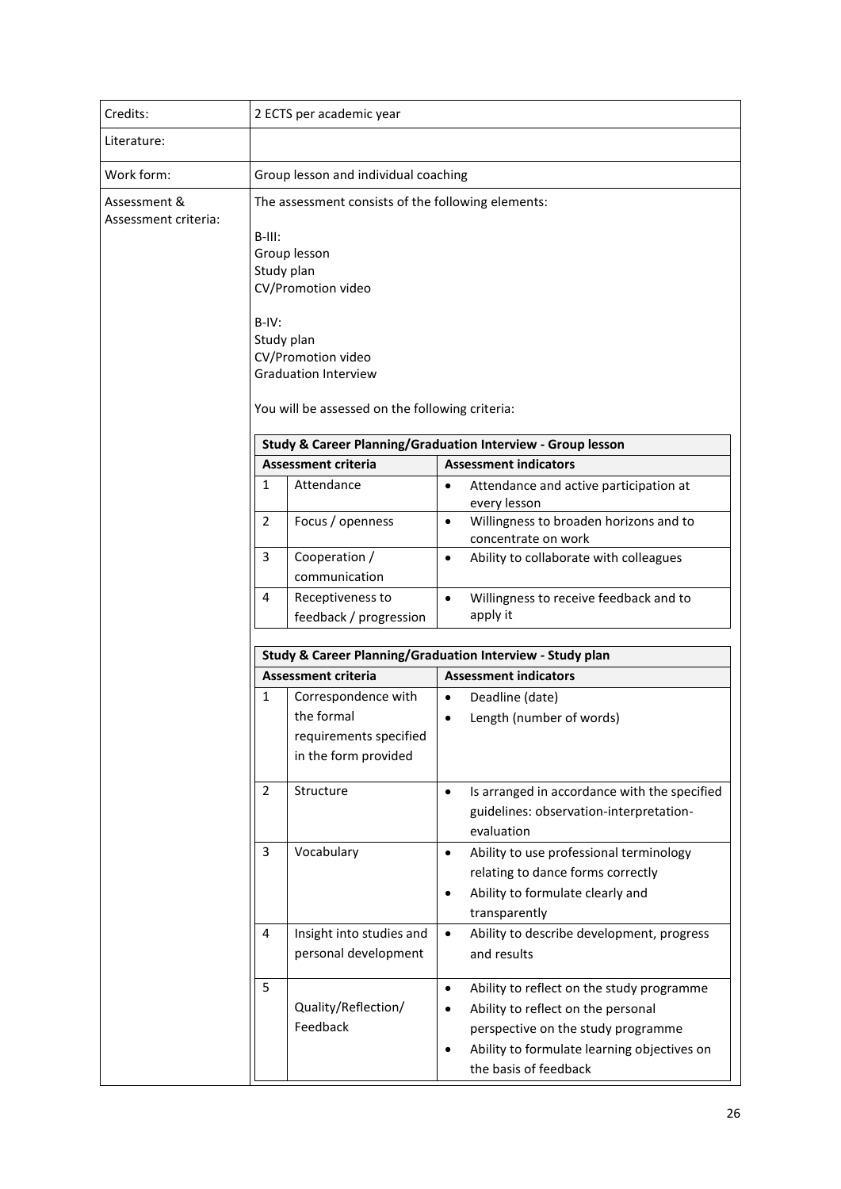| | |
|---|---|
| Credits: | 2 ECTS per academic year |
| Literature: | |
| Work form: | Group lesson and individual coaching |
| Assessment & Assessment criteria: | The assessment consists of the following elements: |

B-III:
Group lesson
Study plan
CV/Promotion video

B-IV:
Study plan
CV/Promotion video
Graduation Interview

You will be assessed on the following criteria:

| Study & Career Planning/Graduation Interview - Group lesson | | |
|---|---|---|
| **Assessment criteria** | | **Assessment indicators** |
| 1 | Attendance | • Attendance and active participation at every lesson |
| 2 | Focus / openness | • Willingness to broaden horizons and to concentrate on work |
| 3 | Cooperation / communication | • Ability to collaborate with colleagues |
| 4 | Receptiveness to feedback / progression | • Willingness to receive feedback and to apply it |

| Study & Career Planning/Graduation Interview - Study plan | | |
|---|---|---|
| **Assessment criteria** | | **Assessment indicators** |
| 1 | Correspondence with the formal requirements specified in the form provided | • Deadline (date)<br>• Length (number of words) |
| 2 | Structure | • Is arranged in accordance with the specified guidelines: observation-interpretation-evaluation |
| 3 | Vocabulary | • Ability to use professional terminology relating to dance forms correctly<br>• Ability to formulate clearly and transparently |
| 4 | Insight into studies and personal development | • Ability to describe development, progress and results |
| 5 | Quality/Reflection/ Feedback | • Ability to reflect on the study programme<br>• Ability to reflect on the personal perspective on the study programme<br>• Ability to formulate learning objectives on the basis of feedback |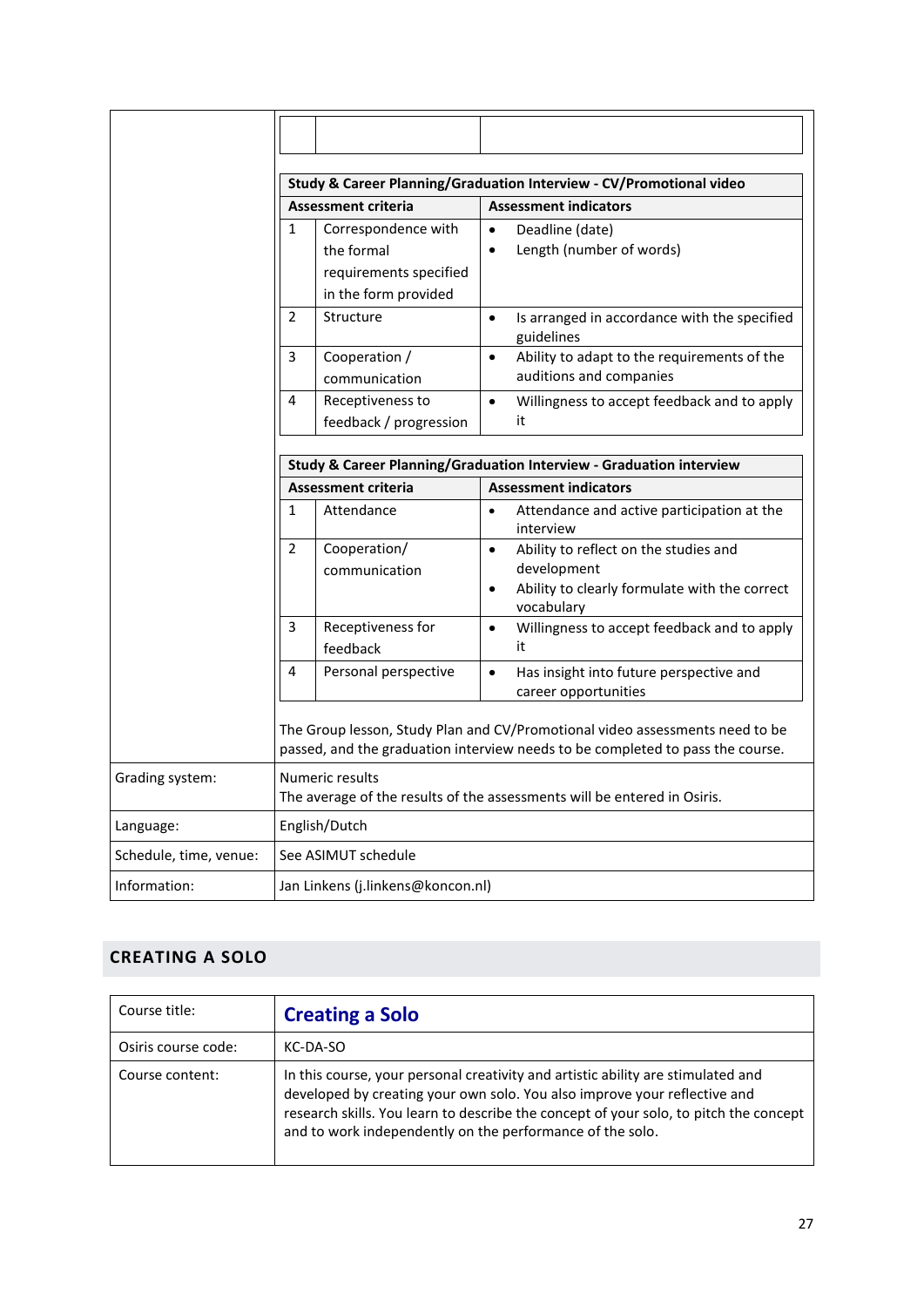| | |
|---|---|
| | |

| Study & Career Planning/Graduation Interview - CV/Promotional video | | |
|---|---|---|
| **Assessment criteria** | | **Assessment indicators** |
| 1 | Correspondence with the formal requirements specified in the form provided | • Deadline (date)<br>• Length (number of words) |
| 2 | Structure | • Is arranged in accordance with the specified guidelines |
| 3 | Cooperation / communication | • Ability to adapt to the requirements of the auditions and companies |
| 4 | Receptiveness to feedback / progression | • Willingness to accept feedback and to apply it |

| Study & Career Planning/Graduation Interview - Graduation interview | | |
|---|---|---|
| **Assessment criteria** | | **Assessment indicators** |
| 1 | Attendance | • Attendance and active participation at the interview |
| 2 | Cooperation/ communication | • Ability to reflect on the studies and development<br>• Ability to clearly formulate with the correct vocabulary |
| 3 | Receptiveness for feedback | • Willingness to accept feedback and to apply it |
| 4 | Personal perspective | • Has insight into future perspective and career opportunities |

The Group lesson, Study Plan and CV/Promotional video assessments need to be passed, and the graduation interview needs to be completed to pass the course.

| | |
|---|---|
| Grading system: | Numeric results<br>The average of the results of the assessments will be entered in Osiris. |
| Language: | English/Dutch |
| Schedule, time, venue: | See ASIMUT schedule |
| Information: | Jan Linkens (j.linkens@koncon.nl) |

## CREATING A SOLO

| | |
|---|---|
| Course title: | **Creating a Solo** |
| Osiris course code: | KC-DA-SO |
| Course content: | In this course, your personal creativity and artistic ability are stimulated and developed by creating your own solo. You also improve your reflective and research skills. You learn to describe the concept of your solo, to pitch the concept and to work independently on the performance of the solo. |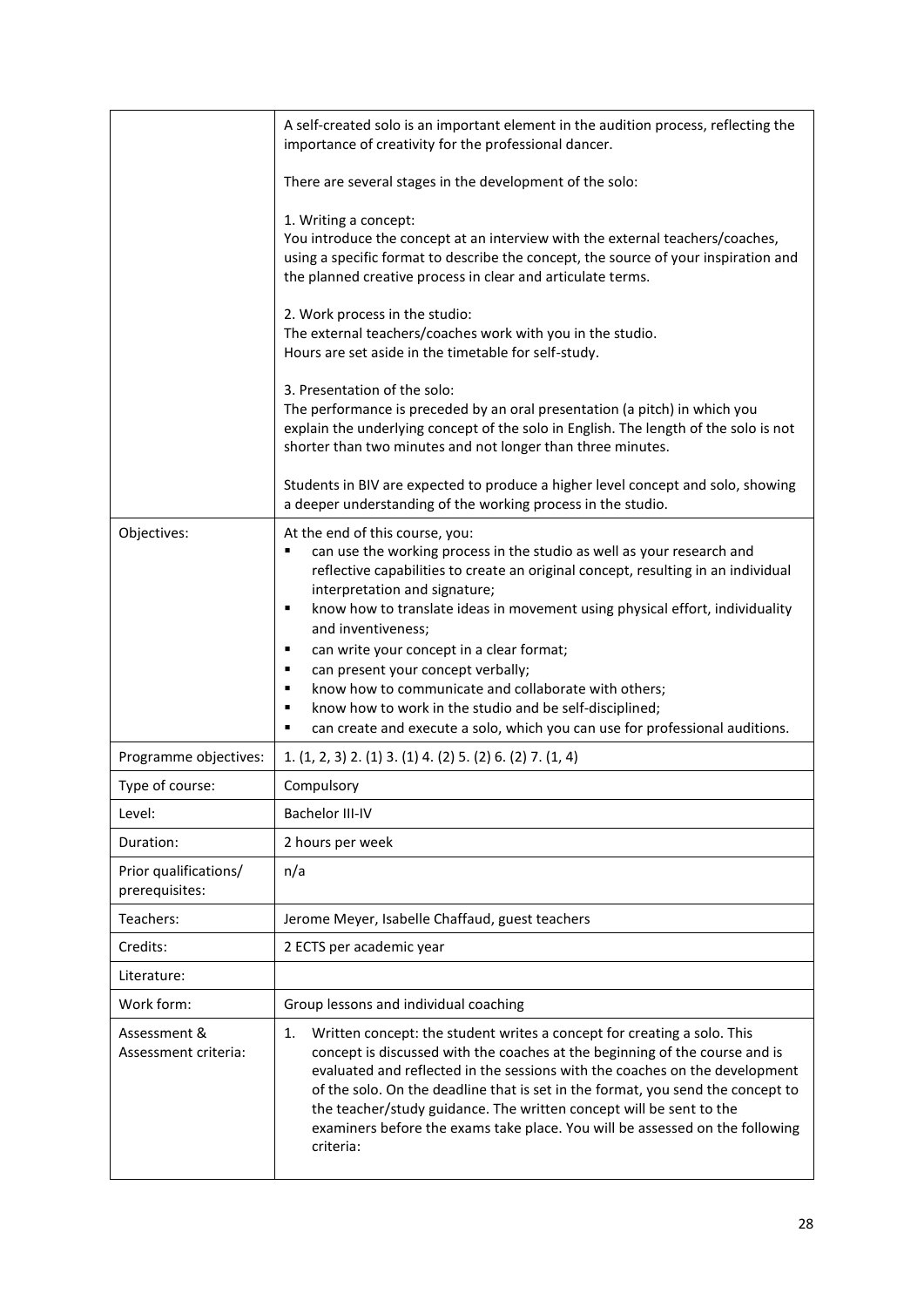| | |
|---|---|
| | A self-created solo is an important element in the audition process, reflecting the importance of creativity for the professional dancer.<br><br>There are several stages in the development of the solo:<br><br>1. Writing a concept:<br>You introduce the concept at an interview with the external teachers/coaches, using a specific format to describe the concept, the source of your inspiration and the planned creative process in clear and articulate terms.<br><br>2. Work process in the studio:<br>The external teachers/coaches work with you in the studio.<br>Hours are set aside in the timetable for self-study.<br><br>3. Presentation of the solo:<br>The performance is preceded by an oral presentation (a pitch) in which you explain the underlying concept of the solo in English. The length of the solo is not shorter than two minutes and not longer than three minutes.<br><br>Students in BIV are expected to produce a higher level concept and solo, showing a deeper understanding of the working process in the studio. |
| Objectives: | At the end of this course, you:<br>▪ can use the working process in the studio as well as your research and reflective capabilities to create an original concept, resulting in an individual interpretation and signature;<br>▪ know how to translate ideas in movement using physical effort, individuality and inventiveness;<br>▪ can write your concept in a clear format;<br>▪ can present your concept verbally;<br>▪ know how to communicate and collaborate with others;<br>▪ know how to work in the studio and be self-disciplined;<br>▪ can create and execute a solo, which you can use for professional auditions. |
| Programme objectives: | 1. (1, 2, 3) 2. (1) 3. (1) 4. (2) 5. (2) 6. (2) 7. (1, 4) |
| Type of course: | Compulsory |
| Level: | Bachelor III-IV |
| Duration: | 2 hours per week |
| Prior qualifications/ prerequisites: | n/a |
| Teachers: | Jerome Meyer, Isabelle Chaffaud, guest teachers |
| Credits: | 2 ECTS per academic year |
| Literature: | |
| Work form: | Group lessons and individual coaching |
| Assessment & Assessment criteria: | 1. Written concept: the student writes a concept for creating a solo. This concept is discussed with the coaches at the beginning of the course and is evaluated and reflected in the sessions with the coaches on the development of the solo. On the deadline that is set in the format, you send the concept to the teacher/study guidance. The written concept will be sent to the examiners before the exams take place. You will be assessed on the following criteria: |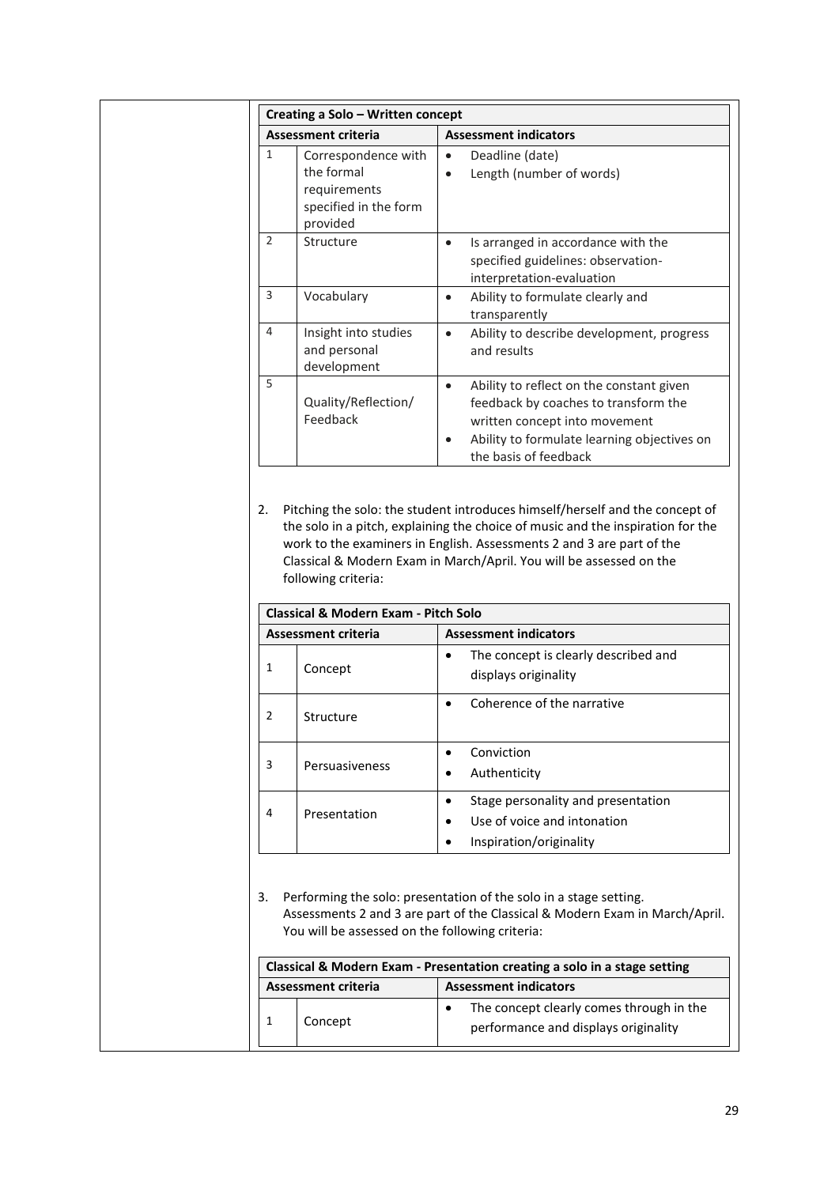| Creating a Solo – Written concept | | |
|---|---|---|
| **Assessment criteria** | | **Assessment indicators** |
| 1 | Correspondence with the formal requirements specified in the form provided | • Deadline (date)<br>• Length (number of words) |
| 2 | Structure | • Is arranged in accordance with the specified guidelines: observation-interpretation-evaluation |
| 3 | Vocabulary | • Ability to formulate clearly and transparently |
| 4 | Insight into studies and personal development | • Ability to describe development, progress and results |
| 5 | Quality/Reflection/ Feedback | • Ability to reflect on the constant given feedback by coaches to transform the written concept into movement<br>• Ability to formulate learning objectives on the basis of feedback |

2. Pitching the solo: the student introduces himself/herself and the concept of the solo in a pitch, explaining the choice of music and the inspiration for the work to the examiners in English. Assessments 2 and 3 are part of the Classical & Modern Exam in March/April. You will be assessed on the following criteria:

| Classical & Modern Exam - Pitch Solo | | |
|---|---|---|
| **Assessment criteria** | | **Assessment indicators** |
| 1 | Concept | • The concept is clearly described and displays originality |
| 2 | Structure | • Coherence of the narrative |
| 3 | Persuasiveness | • Conviction<br>• Authenticity |
| 4 | Presentation | • Stage personality and presentation<br>• Use of voice and intonation<br>• Inspiration/originality |

3. Performing the solo: presentation of the solo in a stage setting. Assessments 2 and 3 are part of the Classical & Modern Exam in March/April. You will be assessed on the following criteria:

| Classical & Modern Exam - Presentation creating a solo in a stage setting | | |
|---|---|---|
| **Assessment criteria** | | **Assessment indicators** |
| 1 | Concept | • The concept clearly comes through in the performance and displays originality |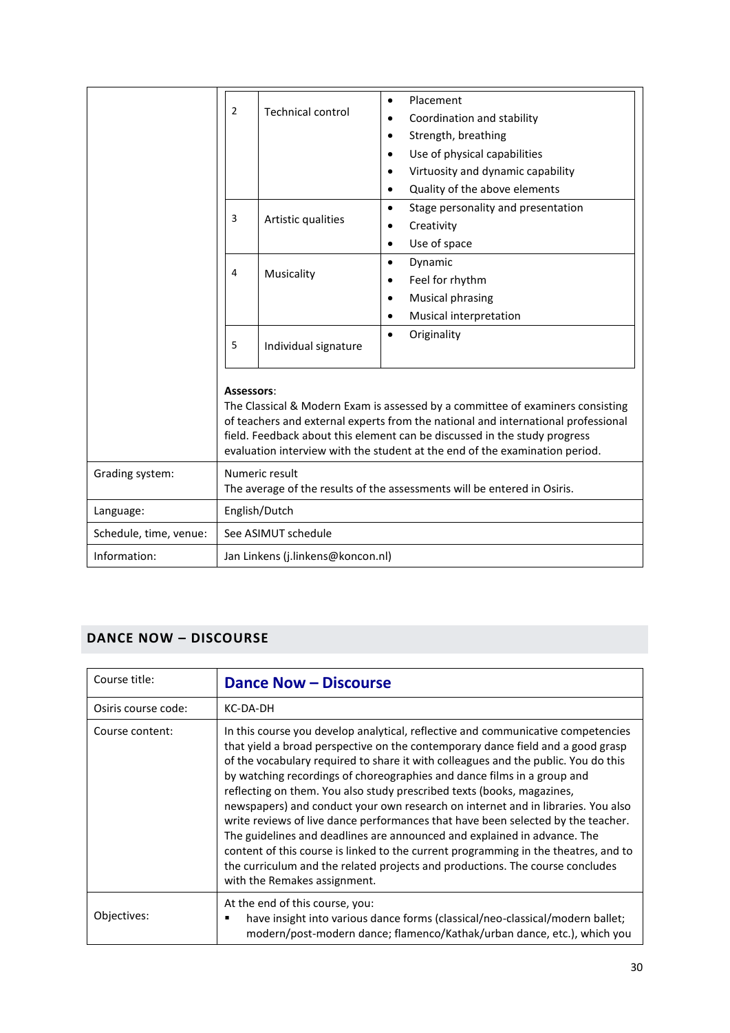| | |
|---|---|
| | **2 — Technical control**<br>• Placement<br>• Coordination and stability<br>• Strength, breathing<br>• Use of physical capabilities<br>• Virtuosity and dynamic capability<br>• Quality of the above elements<br><br>**3 — Artistic qualities**<br>• Stage personality and presentation<br>• Creativity<br>• Use of space<br><br>**4 — Musicality**<br>• Dynamic<br>• Feel for rhythm<br>• Musical phrasing<br>• Musical interpretation<br><br>**5 — Individual signature**<br>• Originality<br><br>**Assessors**:<br>The Classical & Modern Exam is assessed by a committee of examiners consisting of teachers and external experts from the national and international professional field. Feedback about this element can be discussed in the study progress evaluation interview with the student at the end of the examination period. |
| Grading system: | Numeric result<br>The average of the results of the assessments will be entered in Osiris. |
| Language: | English/Dutch |
| Schedule, time, venue: | See ASIMUT schedule |
| Information: | Jan Linkens (j.linkens@koncon.nl) |

## DANCE NOW – DISCOURSE

| | |
|---|---|
| Course title: | **Dance Now – Discourse** |
| Osiris course code: | KC-DA-DH |
| Course content: | In this course you develop analytical, reflective and communicative competencies that yield a broad perspective on the contemporary dance field and a good grasp of the vocabulary required to share it with colleagues and the public. You do this by watching recordings of choreographies and dance films in a group and reflecting on them. You also study prescribed texts (books, magazines, newspapers) and conduct your own research on internet and in libraries. You also write reviews of live dance performances that have been selected by the teacher. The guidelines and deadlines are announced and explained in advance. The content of this course is linked to the current programming in the theatres, and to the curriculum and the related projects and productions. The course concludes with the Remakes assignment. |
| Objectives: | At the end of this course, you:<br>▪ have insight into various dance forms (classical/neo-classical/modern ballet; modern/post-modern dance; flamenco/Kathak/urban dance, etc.), which you |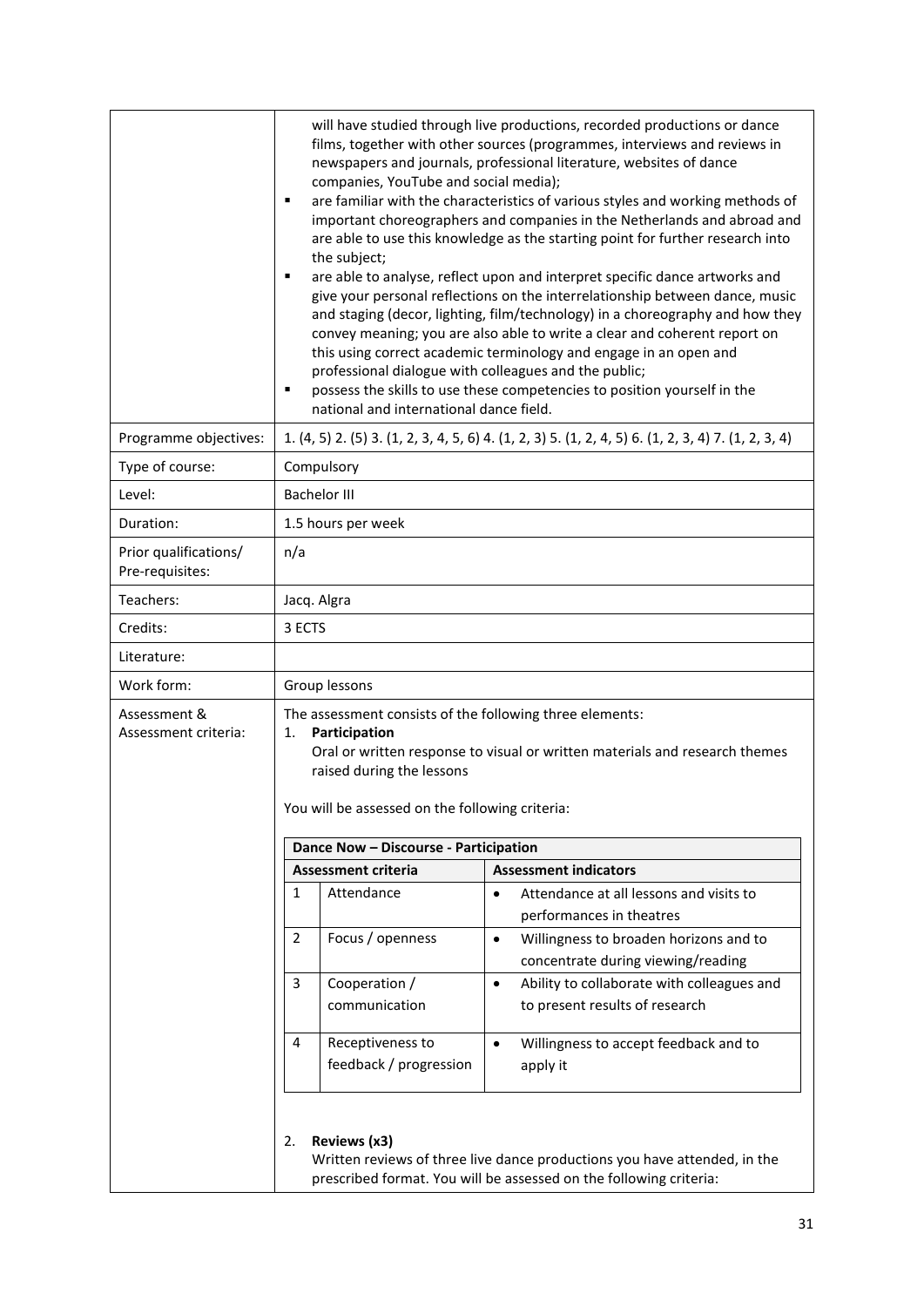| | |
|---|---|
| | will have studied through live productions, recorded productions or dance films, together with other sources (programmes, interviews and reviews in newspapers and journals, professional literature, websites of dance companies, YouTube and social media);<br>▪ are familiar with the characteristics of various styles and working methods of important choreographers and companies in the Netherlands and abroad and are able to use this knowledge as the starting point for further research into the subject;<br>▪ are able to analyse, reflect upon and interpret specific dance artworks and give your personal reflections on the interrelationship between dance, music and staging (decor, lighting, film/technology) in a choreography and how they convey meaning; you are also able to write a clear and coherent report on this using correct academic terminology and engage in an open and professional dialogue with colleagues and the public;<br>▪ possess the skills to use these competencies to position yourself in the national and international dance field. |
| Programme objectives: | 1. (4, 5) 2. (5) 3. (1, 2, 3, 4, 5, 6) 4. (1, 2, 3) 5. (1, 2, 4, 5) 6. (1, 2, 3, 4) 7. (1, 2, 3, 4) |
| Type of course: | Compulsory |
| Level: | Bachelor III |
| Duration: | 1.5 hours per week |
| Prior qualifications/ Pre-requisites: | n/a |
| Teachers: | Jacq. Algra |
| Credits: | 3 ECTS |
| Literature: | |
| Work form: | Group lessons |
| Assessment & Assessment criteria: | The assessment consists of the following three elements:<br>1. **Participation**<br>Oral or written response to visual or written materials and research themes raised during the lessons<br><br>You will be assessed on the following criteria: |

**Dance Now – Discourse - Participation**

| | Assessment criteria | Assessment indicators |
|---|---|---|
| 1 | Attendance | • Attendance at all lessons and visits to performances in theatres |
| 2 | Focus / openness | • Willingness to broaden horizons and to concentrate during viewing/reading |
| 3 | Cooperation / communication | • Ability to collaborate with colleagues and to present results of research |
| 4 | Receptiveness to feedback / progression | • Willingness to accept feedback and to apply it |

2. **Reviews (x3)**
Written reviews of three live dance productions you have attended, in the prescribed format. You will be assessed on the following criteria: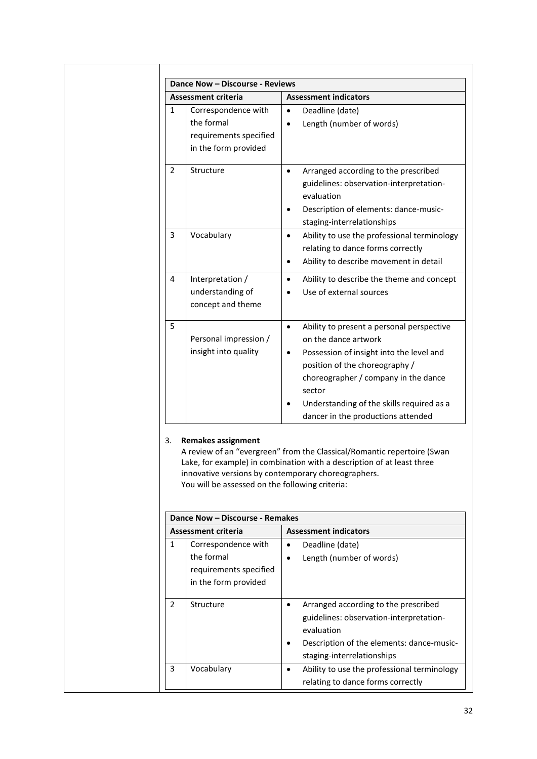| Dance Now – Discourse - Reviews | | |
|---|---|---|
| **Assessment criteria** | | **Assessment indicators** |
| 1 | Correspondence with the formal requirements specified in the form provided | • Deadline (date)<br>• Length (number of words) |
| 2 | Structure | • Arranged according to the prescribed guidelines: observation-interpretation-evaluation<br>• Description of elements: dance-music-staging-interrelationships |
| 3 | Vocabulary | • Ability to use the professional terminology relating to dance forms correctly<br>• Ability to describe movement in detail |
| 4 | Interpretation / understanding of concept and theme | • Ability to describe the theme and concept<br>• Use of external sources |
| 5 | Personal impression / insight into quality | • Ability to present a personal perspective on the dance artwork<br>• Possession of insight into the level and position of the choreography / choreographer / company in the dance sector<br>• Understanding of the skills required as a dancer in the productions attended |

3. **Remakes assignment**
   A review of an "evergreen" from the Classical/Romantic repertoire (Swan Lake, for example) in combination with a description of at least three innovative versions by contemporary choreographers.
   You will be assessed on the following criteria:

| Dance Now – Discourse - Remakes | | |
|---|---|---|
| **Assessment criteria** | | **Assessment indicators** |
| 1 | Correspondence with the formal requirements specified in the form provided | • Deadline (date)<br>• Length (number of words) |
| 2 | Structure | • Arranged according to the prescribed guidelines: observation-interpretation-evaluation<br>• Description of the elements: dance-music-staging-interrelationships |
| 3 | Vocabulary | • Ability to use the professional terminology relating to dance forms correctly |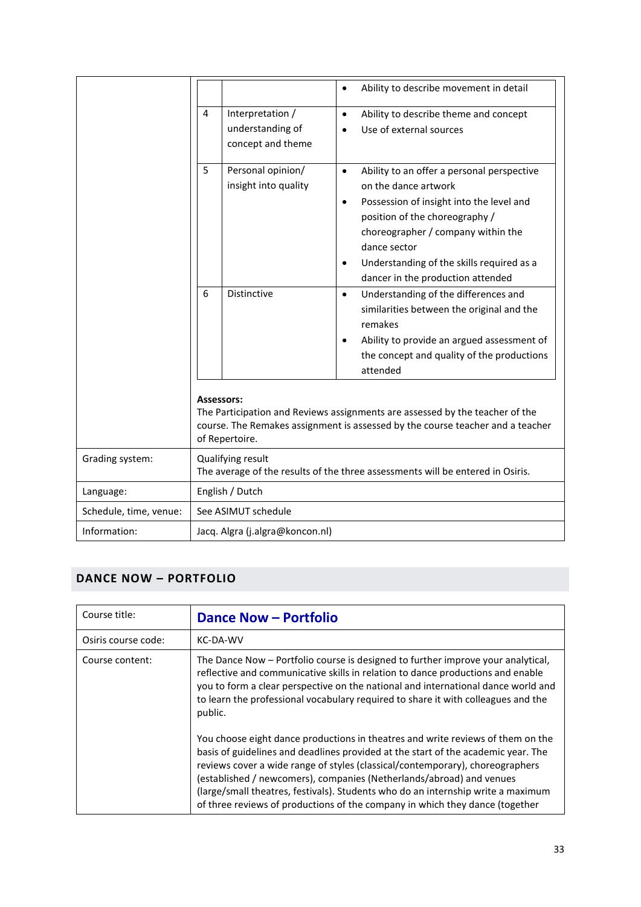| | | | |
|---|---|---|---|
| | | | • Ability to describe movement in detail |
| | 4 | Interpretation / understanding of concept and theme | • Ability to describe theme and concept<br>• Use of external sources |
| | 5 | Personal opinion/ insight into quality | • Ability to an offer a personal perspective on the dance artwork<br>• Possession of insight into the level and position of the choreography / choreographer / company within the dance sector<br>• Understanding of the skills required as a dancer in the production attended |
| | 6 | Distinctive | • Understanding of the differences and similarities between the original and the remakes<br>• Ability to provide an argued assessment of the concept and quality of the productions attended |

**Assessors:**
The Participation and Reviews assignments are assessed by the teacher of the course. The Remakes assignment is assessed by the course teacher and a teacher of Repertoire.

| | |
|---|---|
| Grading system: | Qualifying result<br>The average of the results of the three assessments will be entered in Osiris. |
| Language: | English / Dutch |
| Schedule, time, venue: | See ASIMUT schedule |
| Information: | Jacq. Algra (j.algra@koncon.nl) |

## DANCE NOW – PORTFOLIO

| | |
|---|---|
| Course title: | **Dance Now – Portfolio** |
| Osiris course code: | KC-DA-WV |
| Course content: | The Dance Now – Portfolio course is designed to further improve your analytical, reflective and communicative skills in relation to dance productions and enable you to form a clear perspective on the national and international dance world and to learn the professional vocabulary required to share it with colleagues and the public.<br><br>You choose eight dance productions in theatres and write reviews of them on the basis of guidelines and deadlines provided at the start of the academic year. The reviews cover a wide range of styles (classical/contemporary), choreographers (established / newcomers), companies (Netherlands/abroad) and venues (large/small theatres, festivals). Students who do an internship write a maximum of three reviews of productions of the company in which they dance (together |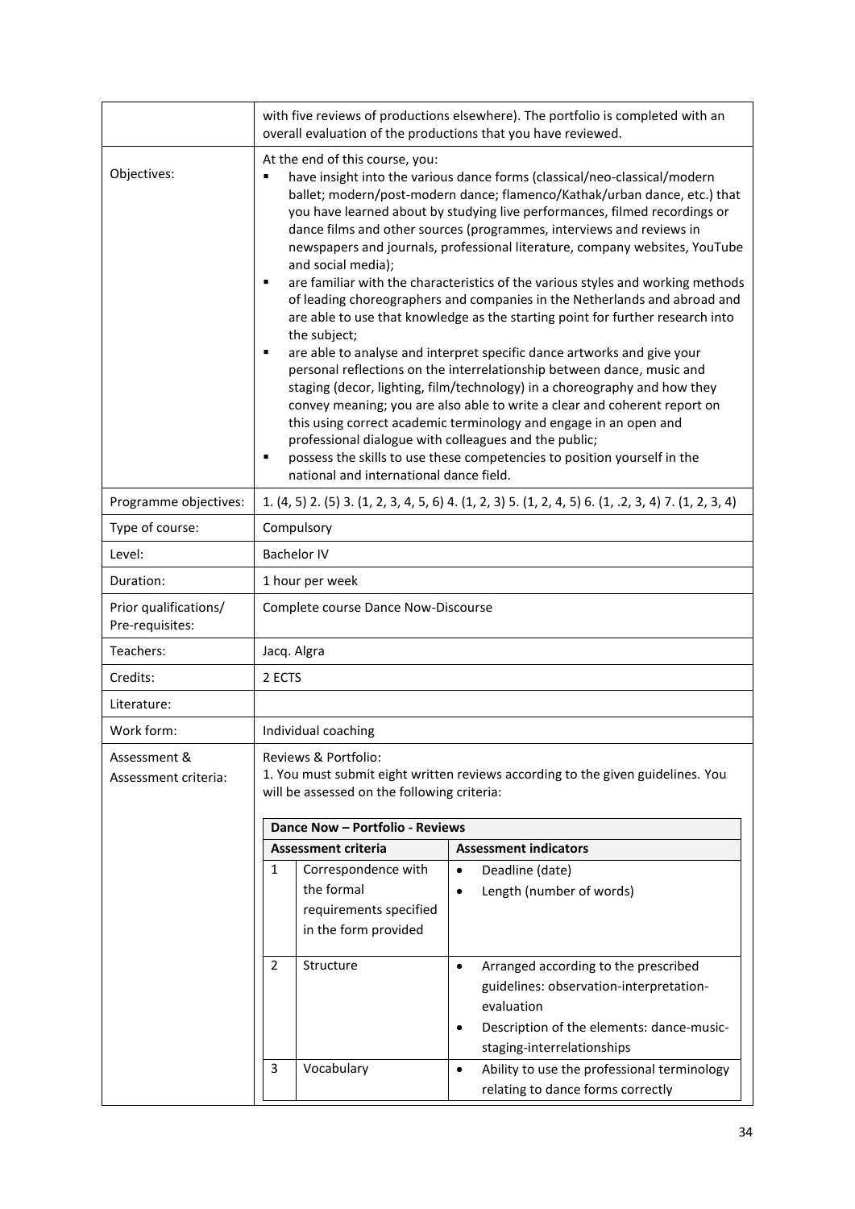| | |
|---|---|
| | with five reviews of productions elsewhere). The portfolio is completed with an overall evaluation of the productions that you have reviewed. |
| Objectives: | At the end of this course, you:<br>▪ have insight into the various dance forms (classical/neo-classical/modern ballet; modern/post-modern dance; flamenco/Kathak/urban dance, etc.) that you have learned about by studying live performances, filmed recordings or dance films and other sources (programmes, interviews and reviews in newspapers and journals, professional literature, company websites, YouTube and social media);<br>▪ are familiar with the characteristics of the various styles and working methods of leading choreographers and companies in the Netherlands and abroad and are able to use that knowledge as the starting point for further research into the subject;<br>▪ are able to analyse and interpret specific dance artworks and give your personal reflections on the interrelationship between dance, music and staging (decor, lighting, film/technology) in a choreography and how they convey meaning; you are also able to write a clear and coherent report on this using correct academic terminology and engage in an open and professional dialogue with colleagues and the public;<br>▪ possess the skills to use these competencies to position yourself in the national and international dance field. |
| Programme objectives: | 1. (4, 5) 2. (5) 3. (1, 2, 3, 4, 5, 6) 4. (1, 2, 3) 5. (1, 2, 4, 5) 6. (1, .2, 3, 4) 7. (1, 2, 3, 4) |
| Type of course: | Compulsory |
| Level: | Bachelor IV |
| Duration: | 1 hour per week |
| Prior qualifications/ Pre-requisites: | Complete course Dance Now-Discourse |
| Teachers: | Jacq. Algra |
| Credits: | 2 ECTS |
| Literature: | |
| Work form: | Individual coaching |
| Assessment & Assessment criteria: | Reviews & Portfolio:<br>1. You must submit eight written reviews according to the given guidelines. You will be assessed on the following criteria: |

**Dance Now – Portfolio - Reviews**

| | Assessment criteria | Assessment indicators |
|---|---|---|
| 1 | Correspondence with the formal requirements specified in the form provided | • Deadline (date)<br>• Length (number of words) |
| 2 | Structure | • Arranged according to the prescribed guidelines: observation-interpretation-evaluation<br>• Description of the elements: dance-music-staging-interrelationships |
| 3 | Vocabulary | • Ability to use the professional terminology relating to dance forms correctly |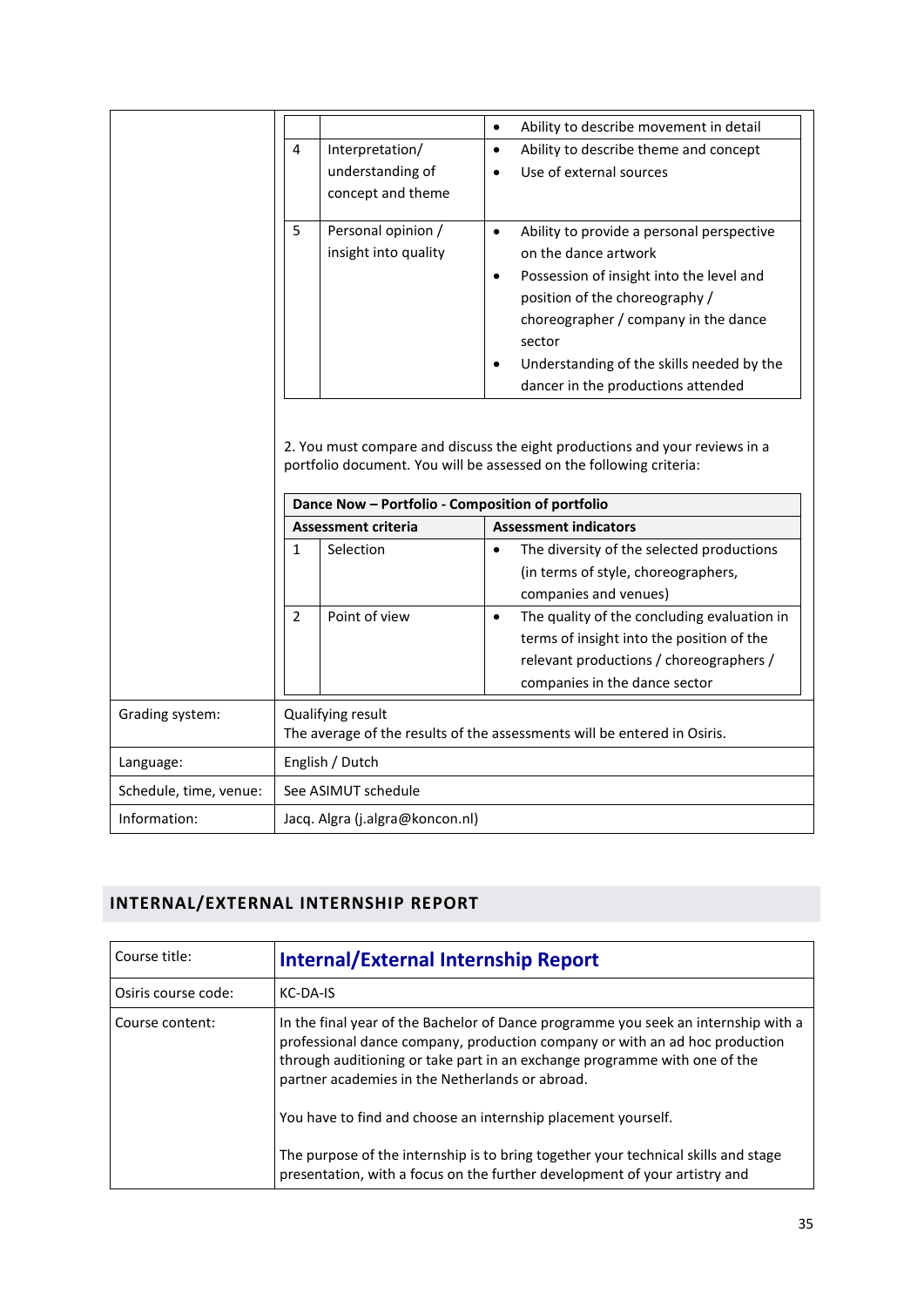| | | |
|---|---|---|
| | | • Ability to describe movement in detail |
| 4 | Interpretation/ understanding of concept and theme | • Ability to describe theme and concept<br>• Use of external sources |
| 5 | Personal opinion / insight into quality | • Ability to provide a personal perspective on the dance artwork<br>• Possession of insight into the level and position of the choreography / choreographer / company in the dance sector<br>• Understanding of the skills needed by the dancer in the productions attended |

2. You must compare and discuss the eight productions and your reviews in a portfolio document. You will be assessed on the following criteria:

| **Dance Now – Portfolio - Composition of portfolio** | | |
|---|---|---|
| **Assessment criteria** | | **Assessment indicators** |
| 1 | Selection | • The diversity of the selected productions (in terms of style, choreographers, companies and venues) |
| 2 | Point of view | • The quality of the concluding evaluation in terms of insight into the position of the relevant productions / choreographers / companies in the dance sector |

| | |
|---|---|
| Grading system: | Qualifying result<br>The average of the results of the assessments will be entered in Osiris. |
| Language: | English / Dutch |
| Schedule, time, venue: | See ASIMUT schedule |
| Information: | Jacq. Algra (j.algra@koncon.nl) |

## INTERNAL/EXTERNAL INTERNSHIP REPORT

| | |
|---|---|
| Course title: | **Internal/External Internship Report** |
| Osiris course code: | KC-DA-IS |
| Course content: | In the final year of the Bachelor of Dance programme you seek an internship with a professional dance company, production company or with an ad hoc production through auditioning or take part in an exchange programme with one of the partner academies in the Netherlands or abroad.<br><br>You have to find and choose an internship placement yourself.<br><br>The purpose of the internship is to bring together your technical skills and stage presentation, with a focus on the further development of your artistry and |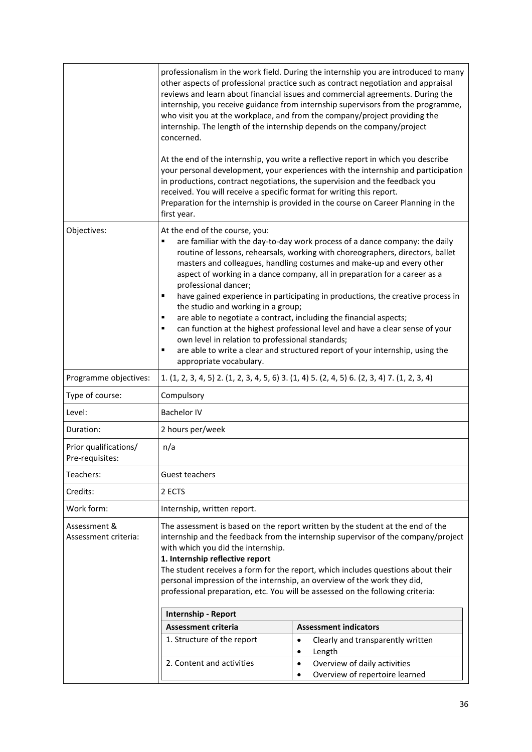| | |
|---|---|
| | professionalism in the work field. During the internship you are introduced to many other aspects of professional practice such as contract negotiation and appraisal reviews and learn about financial issues and commercial agreements. During the internship, you receive guidance from internship supervisors from the programme, who visit you at the workplace, and from the company/project providing the internship. The length of the internship depends on the company/project concerned.<br><br>At the end of the internship, you write a reflective report in which you describe your personal development, your experiences with the internship and participation in productions, contract negotiations, the supervision and the feedback you received. You will receive a specific format for writing this report.<br>Preparation for the internship is provided in the course on Career Planning in the first year. |
| Objectives: | At the end of the course, you:<br>▪ are familiar with the day-to-day work process of a dance company: the daily routine of lessons, rehearsals, working with choreographers, directors, ballet masters and colleagues, handling costumes and make-up and every other aspect of working in a dance company, all in preparation for a career as a professional dancer;<br>▪ have gained experience in participating in productions, the creative process in the studio and working in a group;<br>▪ are able to negotiate a contract, including the financial aspects;<br>▪ can function at the highest professional level and have a clear sense of your own level in relation to professional standards;<br>▪ are able to write a clear and structured report of your internship, using the appropriate vocabulary. |
| Programme objectives: | 1. (1, 2, 3, 4, 5) 2. (1, 2, 3, 4, 5, 6) 3. (1, 4) 5. (2, 4, 5) 6. (2, 3, 4) 7. (1, 2, 3, 4) |
| Type of course: | Compulsory |
| Level: | Bachelor IV |
| Duration: | 2 hours per/week |
| Prior qualifications/ Pre-requisites: | n/a |
| Teachers: | Guest teachers |
| Credits: | 2 ECTS |
| Work form: | Internship, written report. |
| Assessment & Assessment criteria: | The assessment is based on the report written by the student at the end of the internship and the feedback from the internship supervisor of the company/project with which you did the internship.<br>**1. Internship reflective report**<br>The student receives a form for the report, which includes questions about their personal impression of the internship, an overview of the work they did, professional preparation, etc. You will be assessed on the following criteria: |

**Internship - Report**

| Assessment criteria | Assessment indicators |
|---|---|
| 1. Structure of the report | • Clearly and transparently written<br>• Length |
| 2. Content and activities | • Overview of daily activities<br>• Overview of repertoire learned |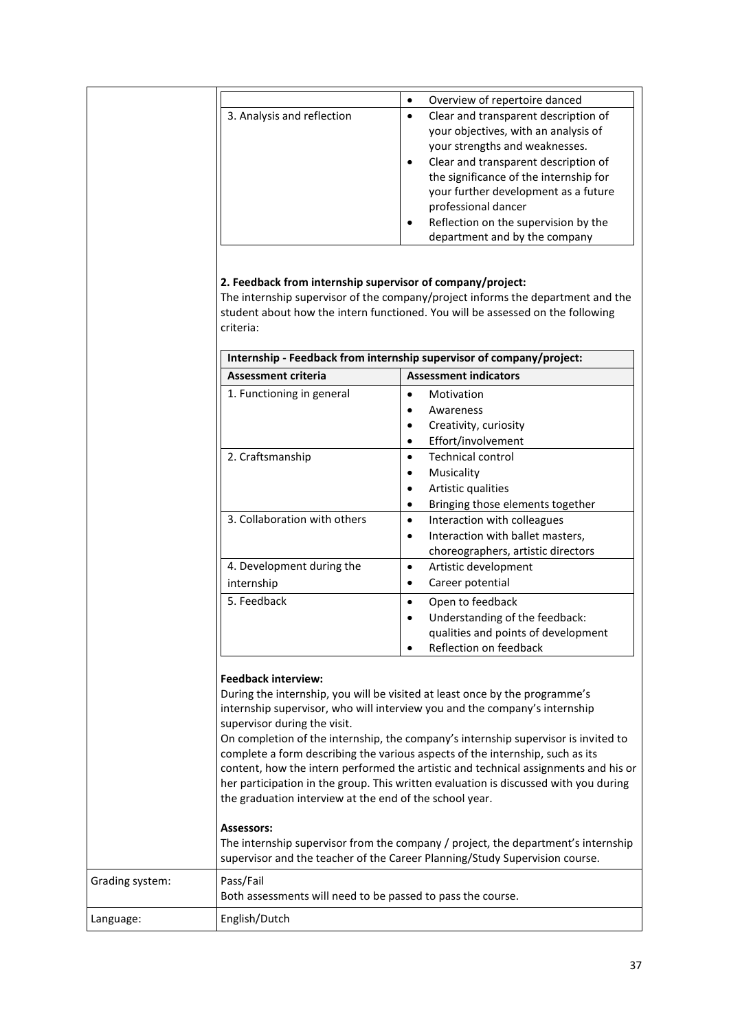| | |
|---|---|
| | • Overview of repertoire danced |
| 3. Analysis and reflection | • Clear and transparent description of your objectives, with an analysis of your strengths and weaknesses.<br>• Clear and transparent description of the significance of the internship for your further development as a future professional dancer<br>• Reflection on the supervision by the department and by the company |

**2. Feedback from internship supervisor of company/project:**
The internship supervisor of the company/project informs the department and the student about how the intern functioned. You will be assessed on the following criteria:

| Internship - Feedback from internship supervisor of company/project: | |
|---|---|
| **Assessment criteria** | **Assessment indicators** |
| 1. Functioning in general | • Motivation<br>• Awareness<br>• Creativity, curiosity<br>• Effort/involvement |
| 2. Craftsmanship | • Technical control<br>• Musicality<br>• Artistic qualities<br>• Bringing those elements together |
| 3. Collaboration with others | • Interaction with colleagues<br>• Interaction with ballet masters, choreographers, artistic directors |
| 4. Development during the internship | • Artistic development<br>• Career potential |
| 5. Feedback | • Open to feedback<br>• Understanding of the feedback: qualities and points of development<br>• Reflection on feedback |

**Feedback interview:**
During the internship, you will be visited at least once by the programme's internship supervisor, who will interview you and the company's internship supervisor during the visit.
On completion of the internship, the company's internship supervisor is invited to complete a form describing the various aspects of the internship, such as its content, how the intern performed the artistic and technical assignments and his or her participation in the group. This written evaluation is discussed with you during the graduation interview at the end of the school year.

**Assessors:**
The internship supervisor from the company / project, the department's internship supervisor and the teacher of the Career Planning/Study Supervision course.

| | |
|---|---|
| Grading system: | Pass/Fail<br>Both assessments will need to be passed to pass the course. |
| Language: | English/Dutch |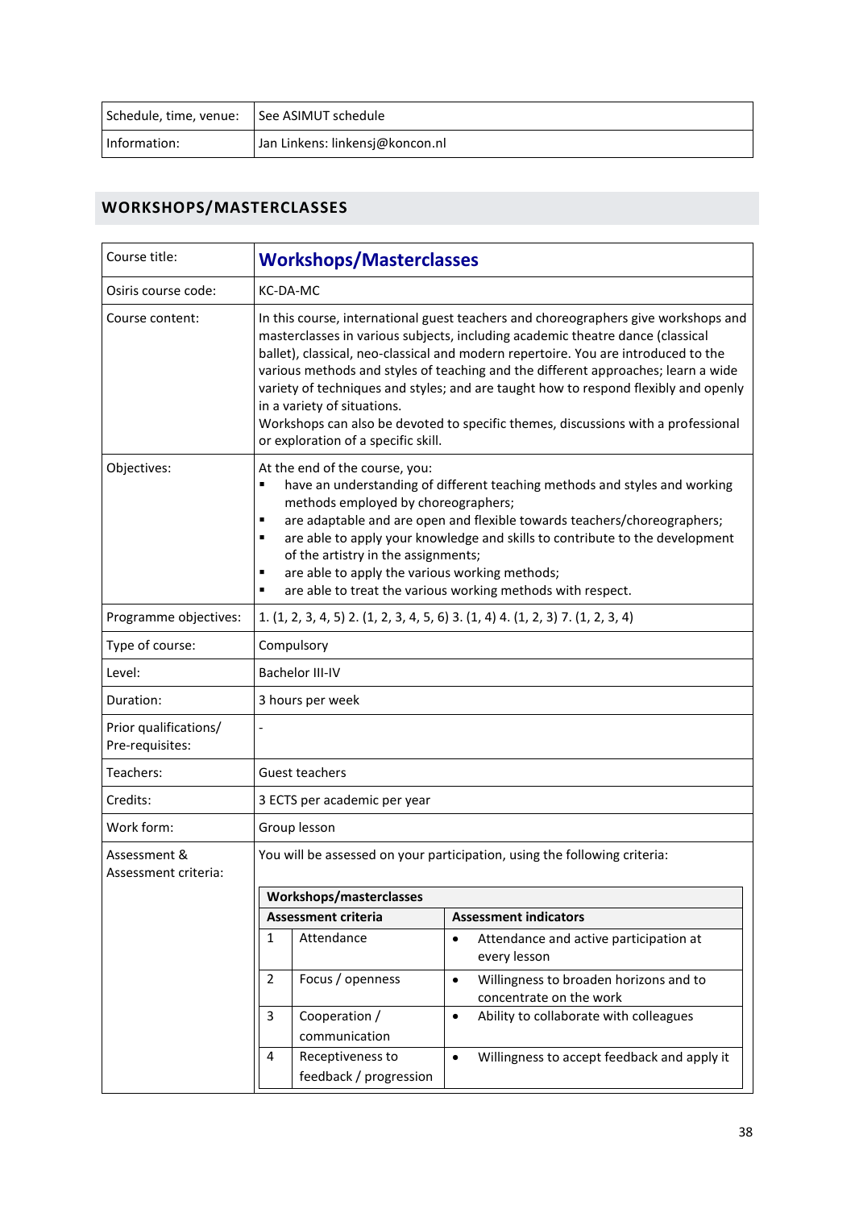| | |
|---|---|
| Schedule, time, venue: | See ASIMUT schedule |
| Information: | Jan Linkens: linkensj@koncon.nl |

## WORKSHOPS/MASTERCLASSES

| | |
|---|---|
| Course title: | **Workshops/Masterclasses** |
| Osiris course code: | KC-DA-MC |
| Course content: | In this course, international guest teachers and choreographers give workshops and masterclasses in various subjects, including academic theatre dance (classical ballet), classical, neo-classical and modern repertoire. You are introduced to the various methods and styles of teaching and the different approaches; learn a wide variety of techniques and styles; and are taught how to respond flexibly and openly in a variety of situations.<br>Workshops can also be devoted to specific themes, discussions with a professional or exploration of a specific skill. |
| Objectives: | At the end of the course, you:<br>▪ have an understanding of different teaching methods and styles and working methods employed by choreographers;<br>▪ are adaptable and are open and flexible towards teachers/choreographers;<br>▪ are able to apply your knowledge and skills to contribute to the development of the artistry in the assignments;<br>▪ are able to apply the various working methods;<br>▪ are able to treat the various working methods with respect. |
| Programme objectives: | 1. (1, 2, 3, 4, 5) 2. (1, 2, 3, 4, 5, 6) 3. (1, 4) 4. (1, 2, 3) 7. (1, 2, 3, 4) |
| Type of course: | Compulsory |
| Level: | Bachelor III-IV |
| Duration: | 3 hours per week |
| Prior qualifications/ Pre-requisites: | - |
| Teachers: | Guest teachers |
| Credits: | 3 ECTS per academic per year |
| Work form: | Group lesson |
| Assessment & Assessment criteria: | You will be assessed on your participation, using the following criteria: |

**Workshops/masterclasses**

| | Assessment criteria | Assessment indicators |
|---|---|---|
| 1 | Attendance | • Attendance and active participation at every lesson |
| 2 | Focus / openness | • Willingness to broaden horizons and to concentrate on the work |
| 3 | Cooperation / communication | • Ability to collaborate with colleagues |
| 4 | Receptiveness to feedback / progression | • Willingness to accept feedback and apply it |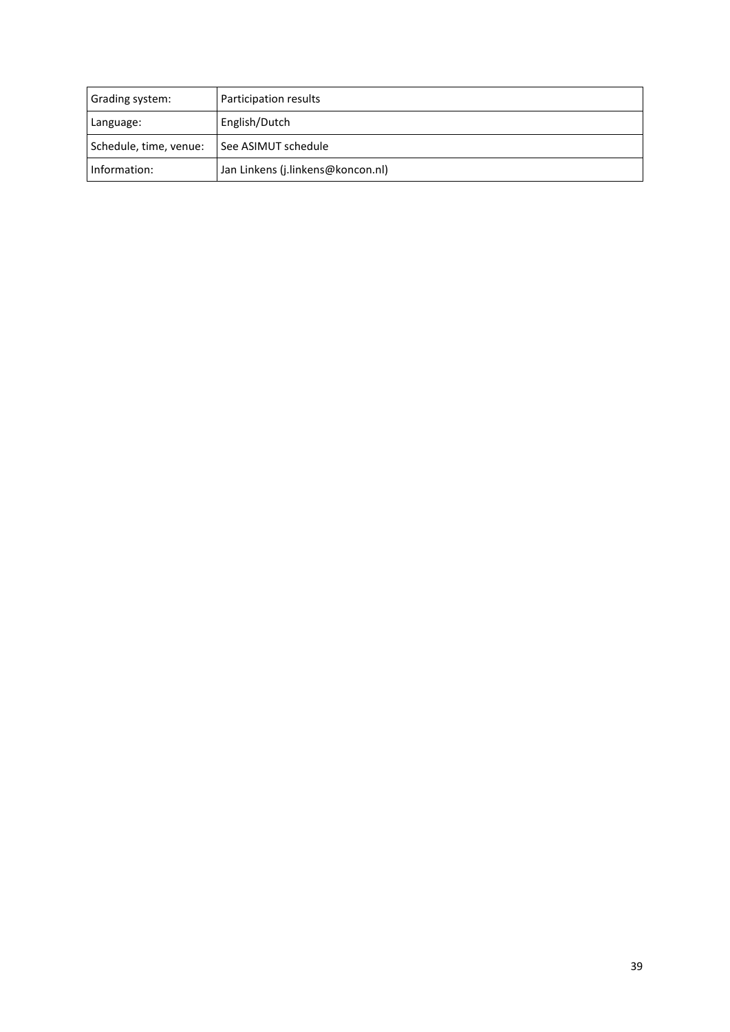| Grading system: | Participation results |
|---|---|
| Language: | English/Dutch |
| Schedule, time, venue: | See ASIMUT schedule |
| Information: | Jan Linkens (j.linkens@koncon.nl) |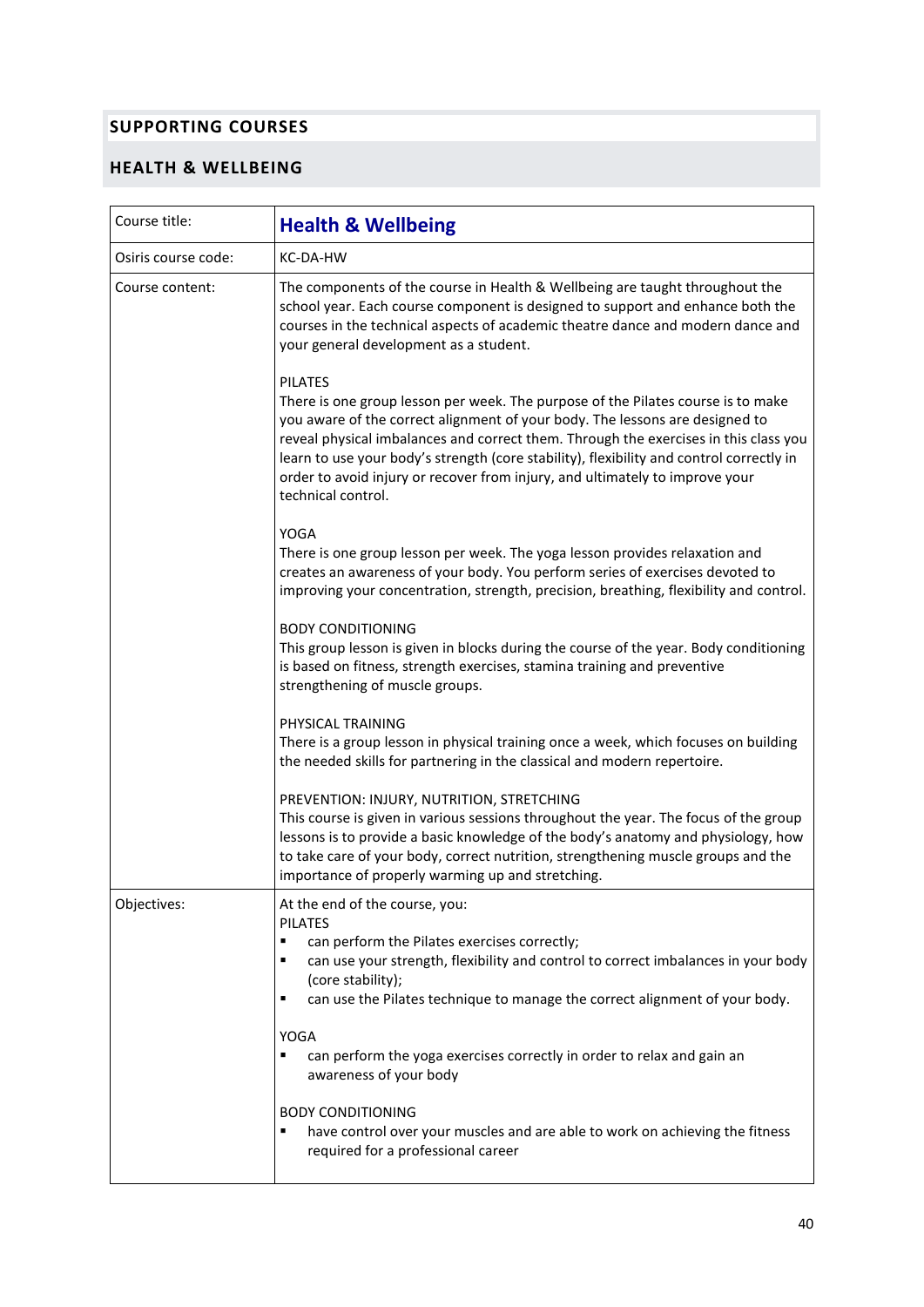## SUPPORTING COURSES

### HEALTH & WELLBEING

| Course title: | **Health & Wellbeing** |
|---|---|
| Osiris course code: | KC-DA-HW |
| Course content: | The components of the course in Health & Wellbeing are taught throughout the school year. Each course component is designed to support and enhance both the courses in the technical aspects of academic theatre dance and modern dance and your general development as a student.<br><br>PILATES<br>There is one group lesson per week. The purpose of the Pilates course is to make you aware of the correct alignment of your body. The lessons are designed to reveal physical imbalances and correct them. Through the exercises in this class you learn to use your body's strength (core stability), flexibility and control correctly in order to avoid injury or recover from injury, and ultimately to improve your technical control.<br><br>YOGA<br>There is one group lesson per week. The yoga lesson provides relaxation and creates an awareness of your body. You perform series of exercises devoted to improving your concentration, strength, precision, breathing, flexibility and control.<br><br>BODY CONDITIONING<br>This group lesson is given in blocks during the course of the year. Body conditioning is based on fitness, strength exercises, stamina training and preventive strengthening of muscle groups.<br><br>PHYSICAL TRAINING<br>There is a group lesson in physical training once a week, which focuses on building the needed skills for partnering in the classical and modern repertoire.<br><br>PREVENTION: INJURY, NUTRITION, STRETCHING<br>This course is given in various sessions throughout the year. The focus of the group lessons is to provide a basic knowledge of the body's anatomy and physiology, how to take care of your body, correct nutrition, strengthening muscle groups and the importance of properly warming up and stretching. |
| Objectives: | At the end of the course, you:<br>PILATES<br>▪ can perform the Pilates exercises correctly;<br>▪ can use your strength, flexibility and control to correct imbalances in your body (core stability);<br>▪ can use the Pilates technique to manage the correct alignment of your body.<br><br>YOGA<br>▪ can perform the yoga exercises correctly in order to relax and gain an awareness of your body<br><br>BODY CONDITIONING<br>▪ have control over your muscles and are able to work on achieving the fitness required for a professional career |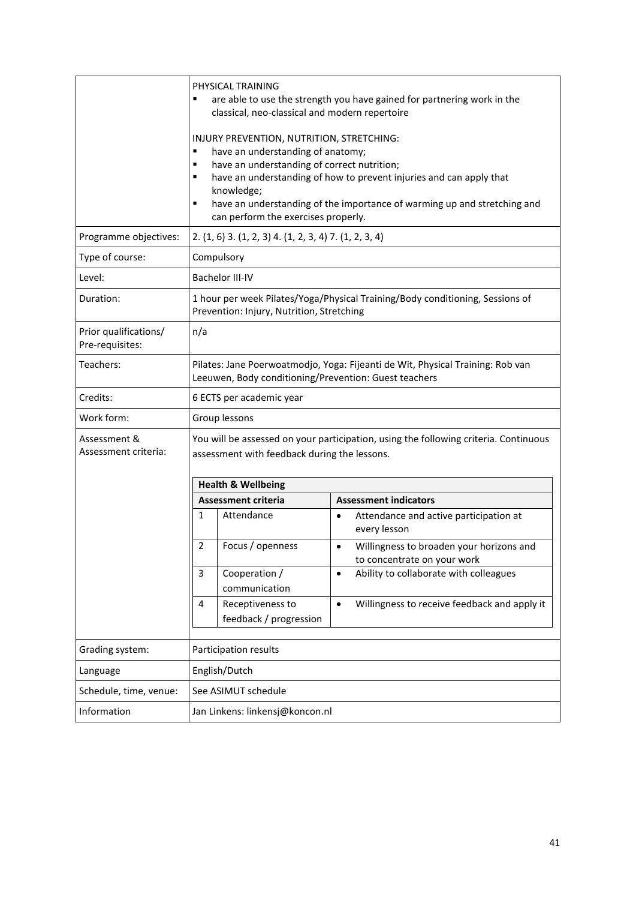| | |
|---|---|
| | PHYSICAL TRAINING<br>▪ are able to use the strength you have gained for partnering work in the classical, neo-classical and modern repertoire<br><br>INJURY PREVENTION, NUTRITION, STRETCHING:<br>▪ have an understanding of anatomy;<br>▪ have an understanding of correct nutrition;<br>▪ have an understanding of how to prevent injuries and can apply that knowledge;<br>▪ have an understanding of the importance of warming up and stretching and can perform the exercises properly. |
| Programme objectives: | 2. (1, 6) 3. (1, 2, 3) 4. (1, 2, 3, 4) 7. (1, 2, 3, 4) |
| Type of course: | Compulsory |
| Level: | Bachelor III-IV |
| Duration: | 1 hour per week Pilates/Yoga/Physical Training/Body conditioning, Sessions of Prevention: Injury, Nutrition, Stretching |
| Prior qualifications/ Pre-requisites: | n/a |
| Teachers: | Pilates: Jane Poerwoatmodjo, Yoga: Fijeanti de Wit, Physical Training: Rob van Leeuwen, Body conditioning/Prevention: Guest teachers |
| Credits: | 6 ECTS per academic year |
| Work form: | Group lessons |
| Assessment & Assessment criteria: | You will be assessed on your participation, using the following criteria. Continuous assessment with feedback during the lessons. |

**Health & Wellbeing**

| | Assessment criteria | Assessment indicators |
|---|---|---|
| 1 | Attendance | • Attendance and active participation at every lesson |
| 2 | Focus / openness | • Willingness to broaden your horizons and to concentrate on your work |
| 3 | Cooperation / communication | • Ability to collaborate with colleagues |
| 4 | Receptiveness to feedback / progression | • Willingness to receive feedback and apply it |

| | |
|---|---|
| Grading system: | Participation results |
| Language | English/Dutch |
| Schedule, time, venue: | See ASIMUT schedule |
| Information | Jan Linkens: linkensj@koncon.nl |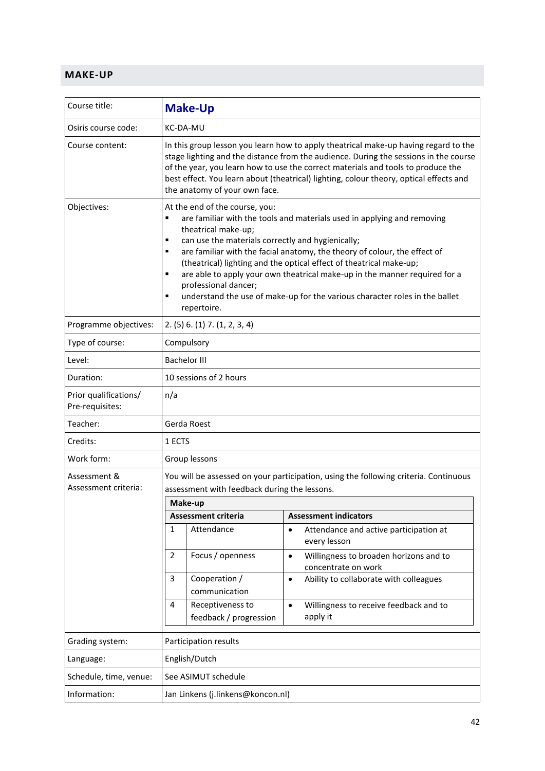## MAKE-UP

| Course title: | **Make-Up** |
|---|---|
| Osiris course code: | KC-DA-MU |
| Course content: | In this group lesson you learn how to apply theatrical make-up having regard to the stage lighting and the distance from the audience. During the sessions in the course of the year, you learn how to use the correct materials and tools to produce the best effect. You learn about (theatrical) lighting, colour theory, optical effects and the anatomy of your own face. |
| Objectives: | At the end of the course, you:<br>▪ are familiar with the tools and materials used in applying and removing theatrical make-up;<br>▪ can use the materials correctly and hygienically;<br>▪ are familiar with the facial anatomy, the theory of colour, the effect of (theatrical) lighting and the optical effect of theatrical make-up;<br>▪ are able to apply your own theatrical make-up in the manner required for a professional dancer;<br>▪ understand the use of make-up for the various character roles in the ballet repertoire. |
| Programme objectives: | 2. (5) 6. (1) 7. (1, 2, 3, 4) |
| Type of course: | Compulsory |
| Level: | Bachelor III |
| Duration: | 10 sessions of 2 hours |
| Prior qualifications/ Pre-requisites: | n/a |
| Teacher: | Gerda Roest |
| Credits: | 1 ECTS |
| Work form: | Group lessons |
| Assessment & Assessment criteria: | You will be assessed on your participation, using the following criteria. Continuous assessment with feedback during the lessons. |
| Grading system: | Participation results |
| Language: | English/Dutch |
| Schedule, time, venue: | See ASIMUT schedule |
| Information: | Jan Linkens (j.linkens@koncon.nl) |

**Make-up**

| | Assessment criteria | Assessment indicators |
|---|---|---|
| 1 | Attendance | • Attendance and active participation at every lesson |
| 2 | Focus / openness | • Willingness to broaden horizons and to concentrate on work |
| 3 | Cooperation / communication | • Ability to collaborate with colleagues |
| 4 | Receptiveness to feedback / progression | • Willingness to receive feedback and to apply it |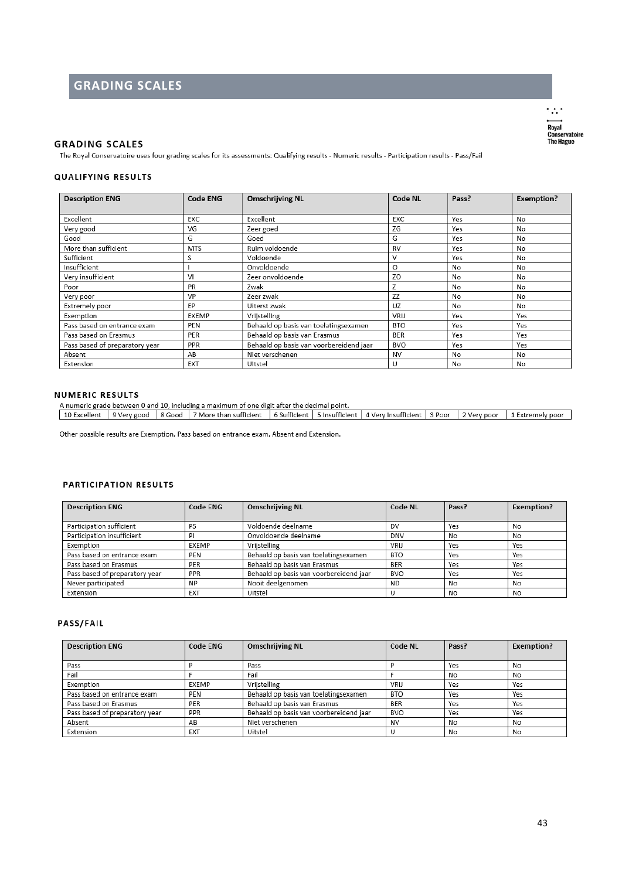# GRADING SCALES

Royal Conservatoire The Hague

## GRADING SCALES

The Royal Conservatoire uses four grading scales for its assessments: Qualifying results - Numeric results - Participation results - Pass/Fail

### QUALIFYING RESULTS

| Description ENG | Code ENG | Omschrijving NL | Code NL | Pass? | Exemption? |
|---|---|---|---|---|---|
| Excellent | EXC | Excellent | EXC | Yes | No |
| Very good | VG | Zeer goed | ZG | Yes | No |
| Good | G | Goed | G | Yes | No |
| More than sufficient | MTS | Ruim voldoende | RV | Yes | No |
| Sufficient | S | Voldoende | V | Yes | No |
| Insufficient | I | Onvoldoende | O | No | No |
| Very insufficient | VI | Zeer onvoldoende | ZO | No | No |
| Poor | PR | Zwak | Z | No | No |
| Very poor | VP | Zeer zwak | ZZ | No | No |
| Extremely poor | EP | Uiterst zwak | UZ | No | No |
| Exemption | EXEMP | Vrijstelling | VRIJ | Yes | Yes |
| Pass based on entrance exam | PEN | Behaald op basis van toelatingsexamen | BTO | Yes | Yes |
| Pass based on Erasmus | PER | Behaald op basis van Erasmus | BER | Yes | Yes |
| Pass based of preparatory year | PPR | Behaald op basis van voorbereidend jaar | BVO | Yes | Yes |
| Absent | AB | Niet verschenen | NV | No | No |
| Extension | EXT | Uitstel | U | No | No |

### NUMERIC RESULTS

A numeric grade between 0 and 10, including a maximum of one digit after the decimal point.

| | | | | | | | | | |
|---|---|---|---|---|---|---|---|---|---|
| 10 Excellent | 9 Very good | 8 Good | 7 More than sufficient | 6 Sufficient | 5 Insufficient | 4 Very insufficient | 3 Poor | 2 Very poor | 1 Extremely poor |

Other possible results are Exemption, Pass based on entrance exam, Absent and Extension.

### PARTICIPATION RESULTS

| Description ENG | Code ENG | Omschrijving NL | Code NL | Pass? | Exemption? |
|---|---|---|---|---|---|
| Participation sufficient | PS | Voldoende deelname | DV | Yes | No |
| Participation insufficient | PI | Onvoldoende deelname | DNV | No | No |
| Exemption | EXEMP | Vrijstelling | VRIJ | Yes | Yes |
| Pass based on entrance exam | PEN | Behaald op basis van toelatingsexamen | BTO | Yes | Yes |
| Pass based on Erasmus | PER | Behaald op basis van Erasmus | BER | Yes | Yes |
| Pass based of preparatory year | PPR | Behaald op basis van voorbereidend jaar | BVO | Yes | Yes |
| Never participated | NP | Nooit deelgenomen | ND | No | No |
| Extension | EXT | Uitstel | U | No | No |

### PASS/FAIL

| Description ENG | Code ENG | Omschrijving NL | Code NL | Pass? | Exemption? |
|---|---|---|---|---|---|
| Pass | P | Pass | P | Yes | No |
| Fail | F | Fail | F | No | No |
| Exemption | EXEMP | Vrijstelling | VRIJ | Yes | Yes |
| Pass based on entrance exam | PEN | Behaald op basis van toelatingsexamen | BTO | Yes | Yes |
| Pass based on Erasmus | PER | Behaald op basis van Erasmus | BER | Yes | Yes |
| Pass based of preparatory year | PPR | Behaald op basis van voorbereidend jaar | BVO | Yes | Yes |
| Absent | AB | Niet verschenen | NV | No | No |
| Extension | EXT | Uitstel | U | No | No |